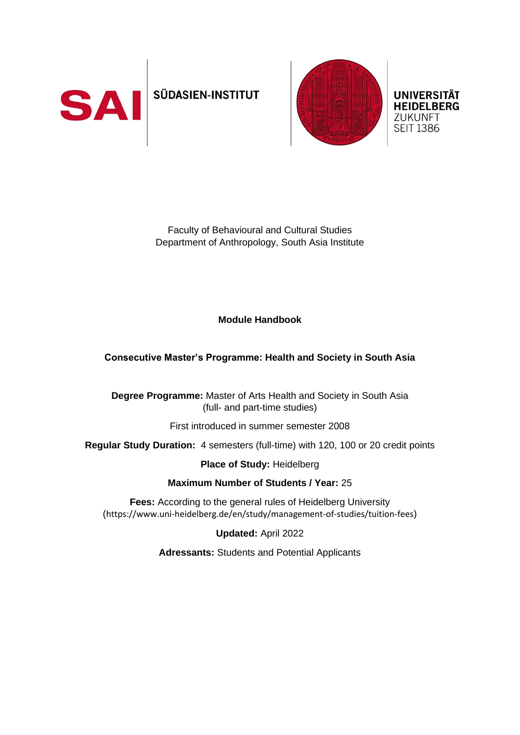SAI SÜDASIEN-INSTITUT

UNIVERSITÄT HEIDELBERG ZUKUNFT SEIT 1386

Faculty of Behavioural and Cultural Studies
Department of Anthropology, South Asia Institute

**Module Handbook**

**Consecutive Master's Programme: Health and Society in South Asia**

**Degree Programme:** Master of Arts Health and Society in South Asia (full- and part-time studies)

First introduced in summer semester 2008

**Regular Study Duration:** 4 semesters (full-time) with 120, 100 or 20 credit points

**Place of Study:** Heidelberg

**Maximum Number of Students / Year:** 25

**Fees:** According to the general rules of Heidelberg University (https://www.uni-heidelberg.de/en/study/management-of-studies/tuition-fees)

**Updated:** April 2022

**Adressants:** Students and Potential Applicants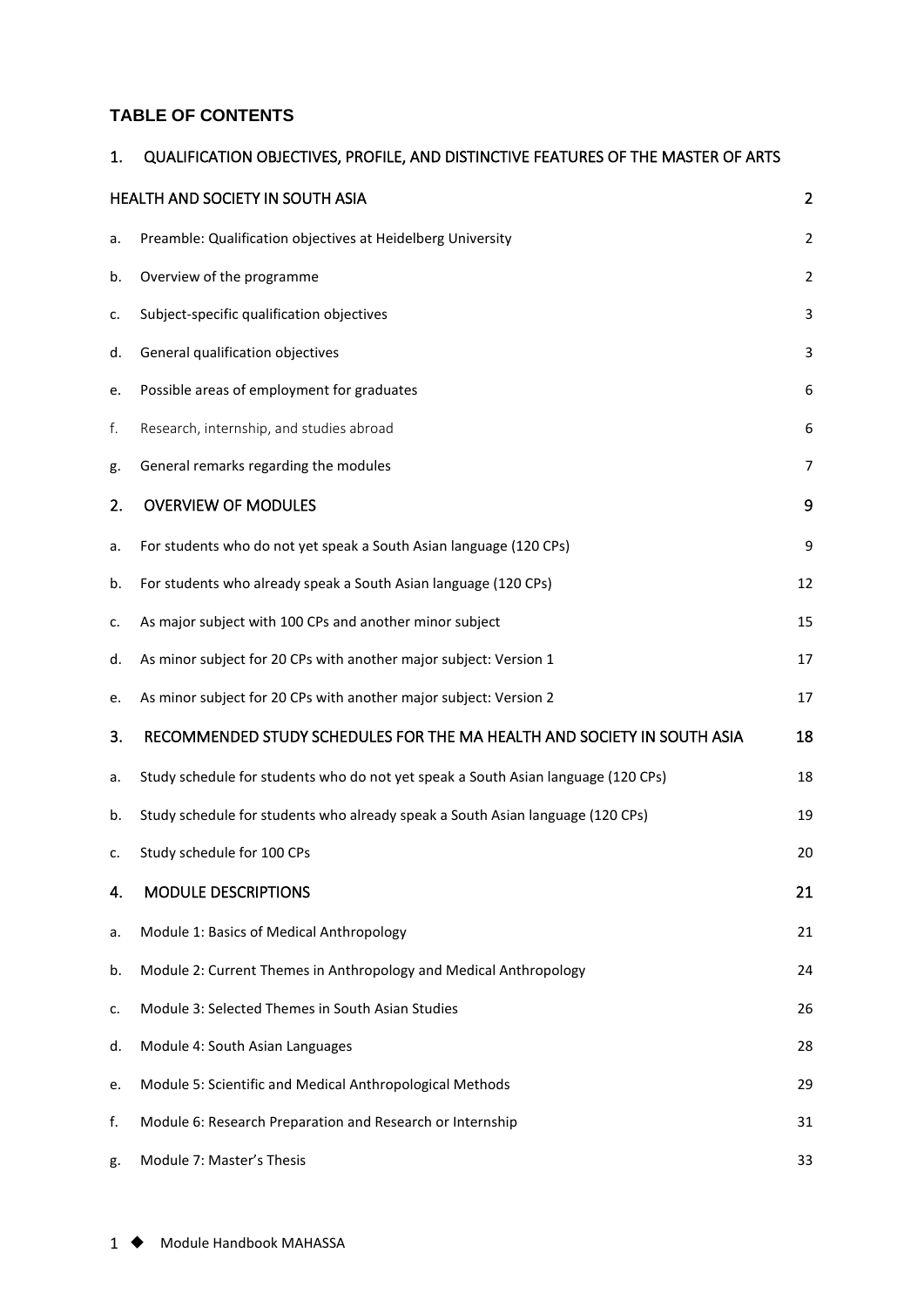**TABLE OF CONTENTS**

| | | |
|---|---|---|
| 1. | QUALIFICATION OBJECTIVES, PROFILE, AND DISTINCTIVE FEATURES OF THE MASTER OF ARTS HEALTH AND SOCIETY IN SOUTH ASIA | 2 |
| a. | Preamble: Qualification objectives at Heidelberg University | 2 |
| b. | Overview of the programme | 2 |
| c. | Subject-specific qualification objectives | 3 |
| d. | General qualification objectives | 3 |
| e. | Possible areas of employment for graduates | 6 |
| f. | Research, internship, and studies abroad | 6 |
| g. | General remarks regarding the modules | 7 |
| 2. | OVERVIEW OF MODULES | 9 |
| a. | For students who do not yet speak a South Asian language (120 CPs) | 9 |
| b. | For students who already speak a South Asian language (120 CPs) | 12 |
| c. | As major subject with 100 CPs and another minor subject | 15 |
| d. | As minor subject for 20 CPs with another major subject: Version 1 | 17 |
| e. | As minor subject for 20 CPs with another major subject: Version 2 | 17 |
| 3. | RECOMMENDED STUDY SCHEDULES FOR THE MA HEALTH AND SOCIETY IN SOUTH ASIA | 18 |
| a. | Study schedule for students who do not yet speak a South Asian language (120 CPs) | 18 |
| b. | Study schedule for students who already speak a South Asian language (120 CPs) | 19 |
| c. | Study schedule for 100 CPs | 20 |
| 4. | MODULE DESCRIPTIONS | 21 |
| a. | Module 1: Basics of Medical Anthropology | 21 |
| b. | Module 2: Current Themes in Anthropology and Medical Anthropology | 24 |
| c. | Module 3: Selected Themes in South Asian Studies | 26 |
| d. | Module 4: South Asian Languages | 28 |
| e. | Module 5: Scientific and Medical Anthropological Methods | 29 |
| f. | Module 6: Research Preparation and Research or Internship | 31 |
| g. | Module 7: Master's Thesis | 33 |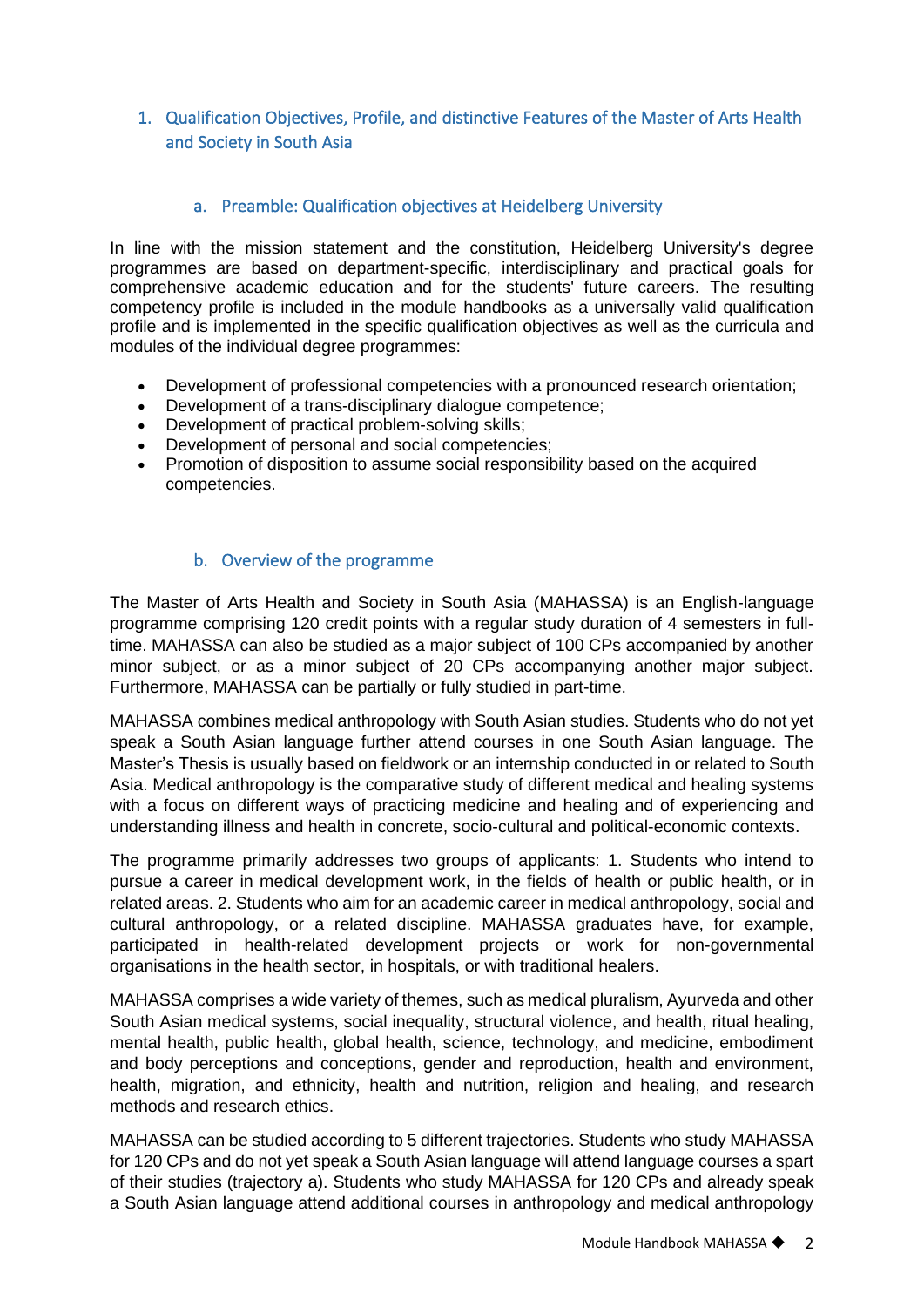## 1. Qualification Objectives, Profile, and distinctive Features of the Master of Arts Health and Society in South Asia

### a. Preamble: Qualification objectives at Heidelberg University

In line with the mission statement and the constitution, Heidelberg University's degree programmes are based on department-specific, interdisciplinary and practical goals for comprehensive academic education and for the students' future careers. The resulting competency profile is included in the module handbooks as a universally valid qualification profile and is implemented in the specific qualification objectives as well as the curricula and modules of the individual degree programmes:

- Development of professional competencies with a pronounced research orientation;
- Development of a trans-disciplinary dialogue competence;
- Development of practical problem-solving skills;
- Development of personal and social competencies;
- Promotion of disposition to assume social responsibility based on the acquired competencies.

### b. Overview of the programme

The Master of Arts Health and Society in South Asia (MAHASSA) is an English-language programme comprising 120 credit points with a regular study duration of 4 semesters in full-time. MAHASSA can also be studied as a major subject of 100 CPs accompanied by another minor subject, or as a minor subject of 20 CPs accompanying another major subject. Furthermore, MAHASSA can be partially or fully studied in part-time.

MAHASSA combines medical anthropology with South Asian studies. Students who do not yet speak a South Asian language further attend courses in one South Asian language. The Master's Thesis is usually based on fieldwork or an internship conducted in or related to South Asia. Medical anthropology is the comparative study of different medical and healing systems with a focus on different ways of practicing medicine and healing and of experiencing and understanding illness and health in concrete, socio-cultural and political-economic contexts.

The programme primarily addresses two groups of applicants: 1. Students who intend to pursue a career in medical development work, in the fields of health or public health, or in related areas. 2. Students who aim for an academic career in medical anthropology, social and cultural anthropology, or a related discipline. MAHASSA graduates have, for example, participated in health-related development projects or work for non-governmental organisations in the health sector, in hospitals, or with traditional healers.

MAHASSA comprises a wide variety of themes, such as medical pluralism, Ayurveda and other South Asian medical systems, social inequality, structural violence, and health, ritual healing, mental health, public health, global health, science, technology, and medicine, embodiment and body perceptions and conceptions, gender and reproduction, health and environment, health, migration, and ethnicity, health and nutrition, religion and healing, and research methods and research ethics.

MAHASSA can be studied according to 5 different trajectories. Students who study MAHASSA for 120 CPs and do not yet speak a South Asian language will attend language courses a spart of their studies (trajectory a). Students who study MAHASSA for 120 CPs and already speak a South Asian language attend additional courses in anthropology and medical anthropology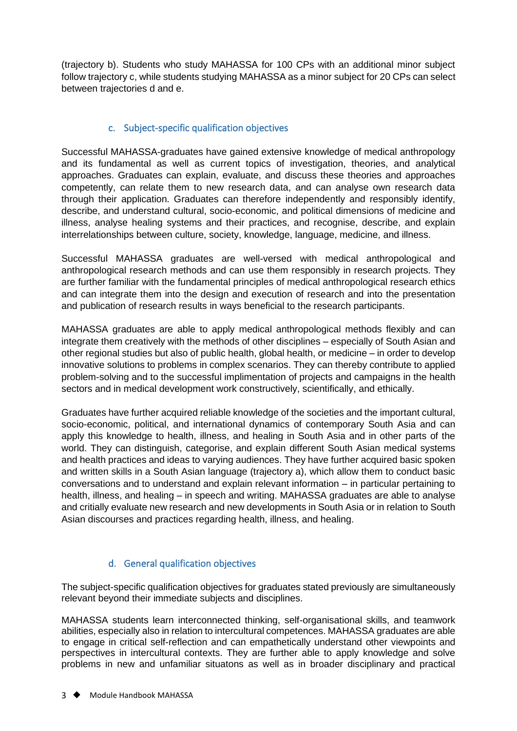(trajectory b). Students who study MAHASSA for 100 CPs with an additional minor subject follow trajectory c, while students studying MAHASSA as a minor subject for 20 CPs can select between trajectories d and e.

### c. Subject-specific qualification objectives

Successful MAHASSA-graduates have gained extensive knowledge of medical anthropology and its fundamental as well as current topics of investigation, theories, and analytical approaches. Graduates can explain, evaluate, and discuss these theories and approaches competently, can relate them to new research data, and can analyse own research data through their application. Graduates can therefore independently and responsibly identify, describe, and understand cultural, socio-economic, and political dimensions of medicine and illness, analyse healing systems and their practices, and recognise, describe, and explain interrelationships between culture, society, knowledge, language, medicine, and illness.

Successful MAHASSA graduates are well-versed with medical anthropological and anthropological research methods and can use them responsibly in research projects. They are further familiar with the fundamental principles of medical anthropological research ethics and can integrate them into the design and execution of research and into the presentation and publication of research results in ways beneficial to the research participants.

MAHASSA graduates are able to apply medical anthropological methods flexibly and can integrate them creatively with the methods of other disciplines – especially of South Asian and other regional studies but also of public health, global health, or medicine – in order to develop innovative solutions to problems in complex scenarios. They can thereby contribute to applied problem-solving and to the successful implimentation of projects and campaigns in the health sectors and in medical development work constructively, scientifically, and ethically.

Graduates have further acquired reliable knowledge of the societies and the important cultural, socio-economic, political, and international dynamics of contemporary South Asia and can apply this knowledge to health, illness, and healing in South Asia and in other parts of the world. They can distinguish, categorise, and explain different South Asian medical systems and health practices and ideas to varying audiences. They have further acquired basic spoken and written skills in a South Asian language (trajectory a), which allow them to conduct basic conversations and to understand and explain relevant information – in particular pertaining to health, illness, and healing – in speech and writing. MAHASSA graduates are able to analyse and critially evaluate new research and new developments in South Asia or in relation to South Asian discourses and practices regarding health, illness, and healing.

### d. General qualification objectives

The subject-specific qualification objectives for graduates stated previously are simultaneously relevant beyond their immediate subjects and disciplines.

MAHASSA students learn interconnected thinking, self-organisational skills, and teamwork abilities, especially also in relation to intercultural competences. MAHASSA graduates are able to engage in critical self-reflection and can empathetically understand other viewpoints and perspectives in intercultural contexts. They are further able to apply knowledge and solve problems in new and unfamiliar situatons as well as in broader disciplinary and practical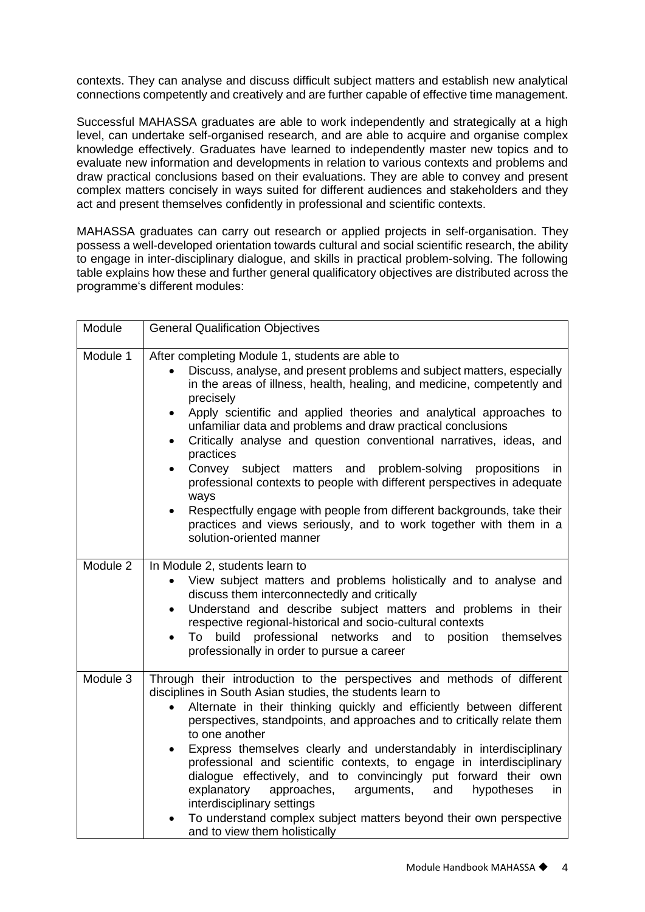contexts. They can analyse and discuss difficult subject matters and establish new analytical connections competently and creatively and are further capable of effective time management.

Successful MAHASSA graduates are able to work independently and strategically at a high level, can undertake self-organised research, and are able to acquire and organise complex knowledge effectively. Graduates have learned to independently master new topics and to evaluate new information and developments in relation to various contexts and problems and draw practical conclusions based on their evaluations. They are able to convey and present complex matters concisely in ways suited for different audiences and stakeholders and they act and present themselves confidently in professional and scientific contexts.

MAHASSA graduates can carry out research or applied projects in self-organisation. They possess a well-developed orientation towards cultural and social scientific research, the ability to engage in inter-disciplinary dialogue, and skills in practical problem-solving. The following table explains how these and further general qualificatory objectives are distributed across the programme's different modules:

| Module | General Qualification Objectives |
|---|---|
| Module 1 | After completing Module 1, students are able to<br>• Discuss, analyse, and present problems and subject matters, especially in the areas of illness, health, healing, and medicine, competently and precisely<br>• Apply scientific and applied theories and analytical approaches to unfamiliar data and problems and draw practical conclusions<br>• Critically analyse and question conventional narratives, ideas, and practices<br>• Convey subject matters and problem-solving propositions in professional contexts to people with different perspectives in adequate ways<br>• Respectfully engage with people from different backgrounds, take their practices and views seriously, and to work together with them in a solution-oriented manner |
| Module 2 | In Module 2, students learn to<br>• View subject matters and problems holistically and to analyse and discuss them interconnectedly and critically<br>• Understand and describe subject matters and problems in their respective regional-historical and socio-cultural contexts<br>• To build professional networks and to position themselves professionally in order to pursue a career |
| Module 3 | Through their introduction to the perspectives and methods of different disciplines in South Asian studies, the students learn to<br>• Alternate in their thinking quickly and efficiently between different perspectives, standpoints, and approaches and to critically relate them to one another<br>• Express themselves clearly and understandably in interdisciplinary professional and scientific contexts, to engage in interdisciplinary dialogue effectively, and to convincingly put forward their own explanatory approaches, arguments, and hypotheses in interdisciplinary settings<br>• To understand complex subject matters beyond their own perspective and to view them holistically |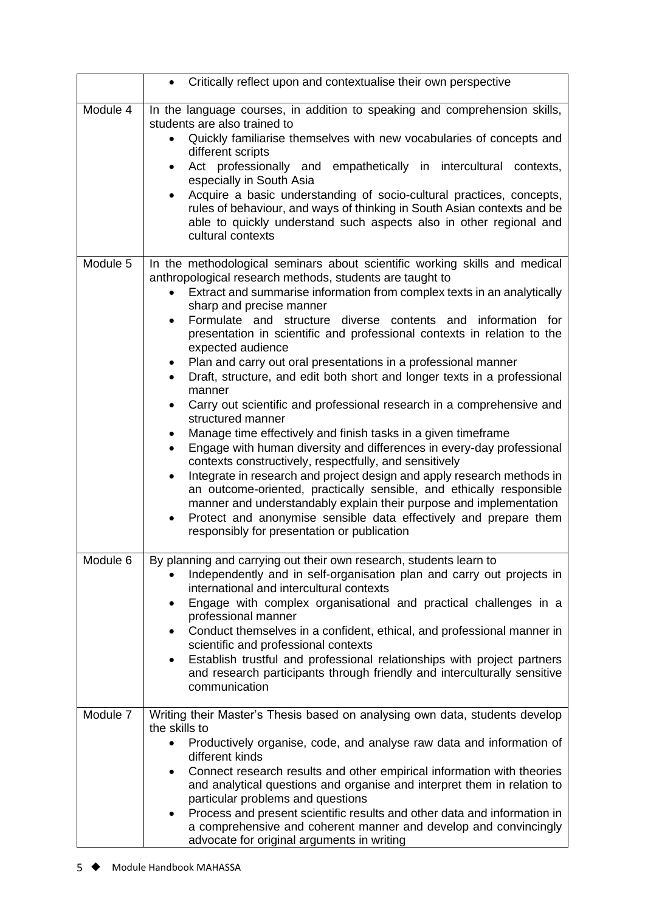| | |
|---|---|
| | • Critically reflect upon and contextualise their own perspective |
| Module 4 | In the language courses, in addition to speaking and comprehension skills, students are also trained to<br>• Quickly familiarise themselves with new vocabularies of concepts and different scripts<br>• Act professionally and empathetically in intercultural contexts, especially in South Asia<br>• Acquire a basic understanding of socio-cultural practices, concepts, rules of behaviour, and ways of thinking in South Asian contexts and be able to quickly understand such aspects also in other regional and cultural contexts |
| Module 5 | In the methodological seminars about scientific working skills and medical anthropological research methods, students are taught to<br>• Extract and summarise information from complex texts in an analytically sharp and precise manner<br>• Formulate and structure diverse contents and information for presentation in scientific and professional contexts in relation to the expected audience<br>• Plan and carry out oral presentations in a professional manner<br>• Draft, structure, and edit both short and longer texts in a professional manner<br>• Carry out scientific and professional research in a comprehensive and structured manner<br>• Manage time effectively and finish tasks in a given timeframe<br>• Engage with human diversity and differences in every-day professional contexts constructively, respectfully, and sensitively<br>• Integrate in research and project design and apply research methods in an outcome-oriented, practically sensible, and ethically responsible manner and understandably explain their purpose and implementation<br>• Protect and anonymise sensible data effectively and prepare them responsibly for presentation or publication |
| Module 6 | By planning and carrying out their own research, students learn to<br>• Independently and in self-organisation plan and carry out projects in international and intercultural contexts<br>• Engage with complex organisational and practical challenges in a professional manner<br>• Conduct themselves in a confident, ethical, and professional manner in scientific and professional contexts<br>• Establish trustful and professional relationships with project partners and research participants through friendly and interculturally sensitive communication |
| Module 7 | Writing their Master's Thesis based on analysing own data, students develop the skills to<br>• Productively organise, code, and analyse raw data and information of different kinds<br>• Connect research results and other empirical information with theories and analytical questions and organise and interpret them in relation to particular problems and questions<br>• Process and present scientific results and other data and information in a comprehensive and coherent manner and develop and convincingly advocate for original arguments in writing |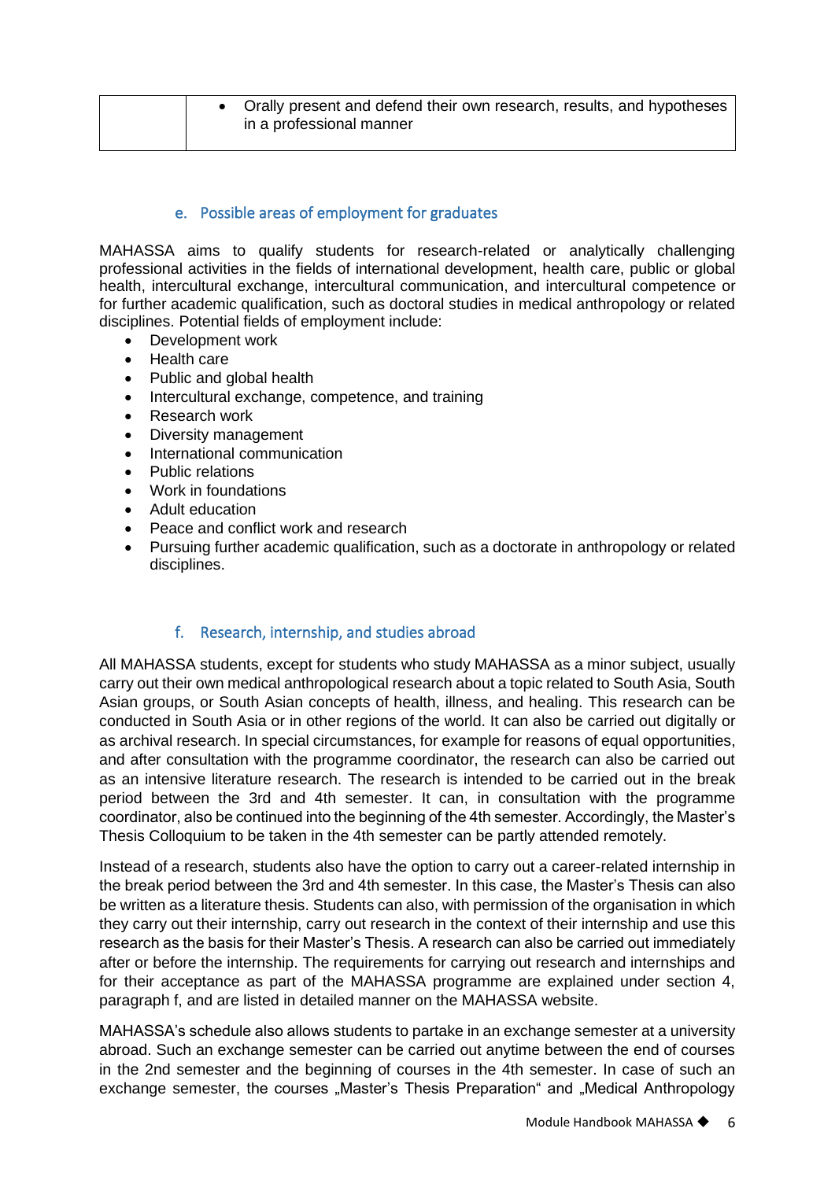| | • Orally present and defend their own research, results, and hypotheses in a professional manner |
|---|---|

### e. Possible areas of employment for graduates

MAHASSA aims to qualify students for research-related or analytically challenging professional activities in the fields of international development, health care, public or global health, intercultural exchange, intercultural communication, and intercultural competence or for further academic qualification, such as doctoral studies in medical anthropology or related disciplines. Potential fields of employment include:

- Development work
- Health care
- Public and global health
- Intercultural exchange, competence, and training
- Research work
- Diversity management
- International communication
- Public relations
- Work in foundations
- Adult education
- Peace and conflict work and research
- Pursuing further academic qualification, such as a doctorate in anthropology or related disciplines.

### f. Research, internship, and studies abroad

All MAHASSA students, except for students who study MAHASSA as a minor subject, usually carry out their own medical anthropological research about a topic related to South Asia, South Asian groups, or South Asian concepts of health, illness, and healing. This research can be conducted in South Asia or in other regions of the world. It can also be carried out digitally or as archival research. In special circumstances, for example for reasons of equal opportunities, and after consultation with the programme coordinator, the research can also be carried out as an intensive literature research. The research is intended to be carried out in the break period between the 3rd and 4th semester. It can, in consultation with the programme coordinator, also be continued into the beginning of the 4th semester. Accordingly, the Master's Thesis Colloquium to be taken in the 4th semester can be partly attended remotely.

Instead of a research, students also have the option to carry out a career-related internship in the break period between the 3rd and 4th semester. In this case, the Master's Thesis can also be written as a literature thesis. Students can also, with permission of the organisation in which they carry out their internship, carry out research in the context of their internship and use this research as the basis for their Master's Thesis. A research can also be carried out immediately after or before the internship. The requirements for carrying out research and internships and for their acceptance as part of the MAHASSA programme are explained under section 4, paragraph f, and are listed in detailed manner on the MAHASSA website.

MAHASSA's schedule also allows students to partake in an exchange semester at a university abroad. Such an exchange semester can be carried out anytime between the end of courses in the 2nd semester and the beginning of courses in the 4th semester. In case of such an exchange semester, the courses „Master's Thesis Preparation" and „Medical Anthropology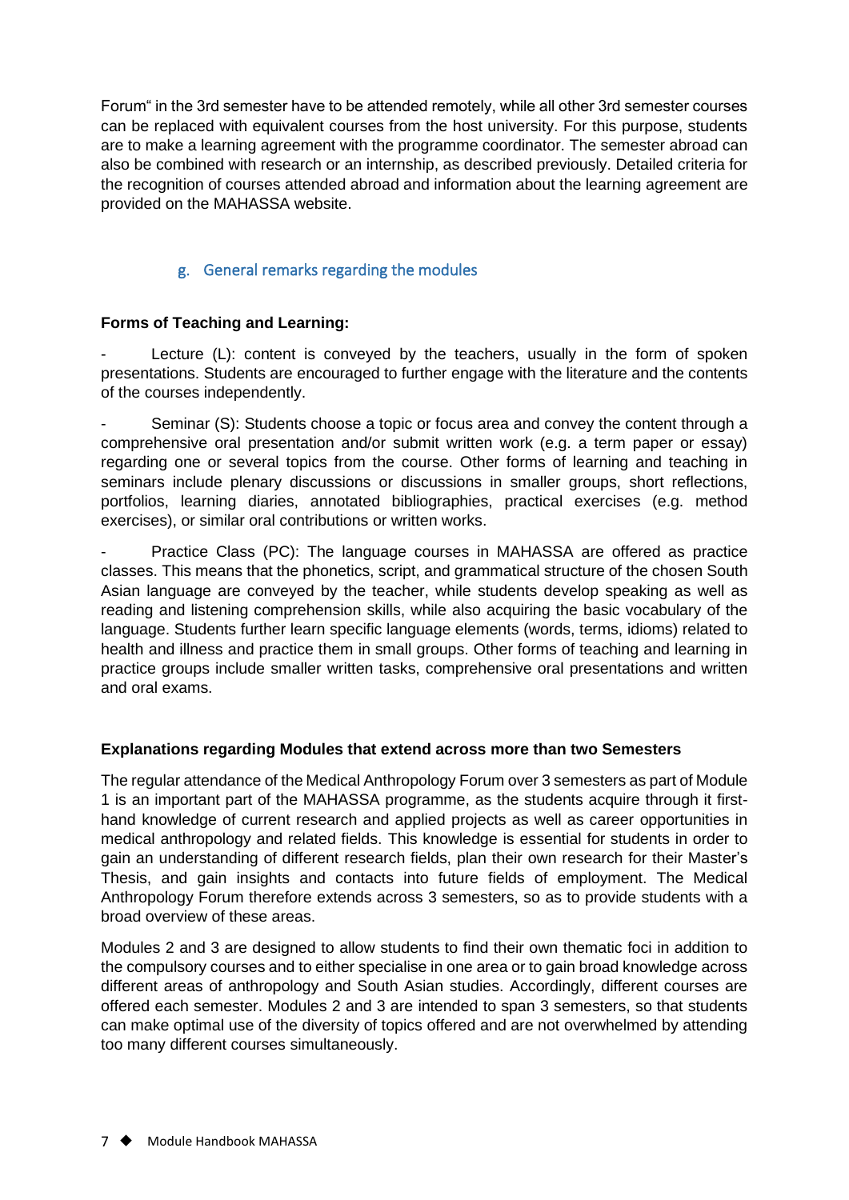Forum" in the 3rd semester have to be attended remotely, while all other 3rd semester courses can be replaced with equivalent courses from the host university. For this purpose, students are to make a learning agreement with the programme coordinator. The semester abroad can also be combined with research or an internship, as described previously. Detailed criteria for the recognition of courses attended abroad and information about the learning agreement are provided on the MAHASSA website.

### g. General remarks regarding the modules

**Forms of Teaching and Learning:**

- Lecture (L): content is conveyed by the teachers, usually in the form of spoken presentations. Students are encouraged to further engage with the literature and the contents of the courses independently.

- Seminar (S): Students choose a topic or focus area and convey the content through a comprehensive oral presentation and/or submit written work (e.g. a term paper or essay) regarding one or several topics from the course. Other forms of learning and teaching in seminars include plenary discussions or discussions in smaller groups, short reflections, portfolios, learning diaries, annotated bibliographies, practical exercises (e.g. method exercises), or similar oral contributions or written works.

- Practice Class (PC): The language courses in MAHASSA are offered as practice classes. This means that the phonetics, script, and grammatical structure of the chosen South Asian language are conveyed by the teacher, while students develop speaking as well as reading and listening comprehension skills, while also acquiring the basic vocabulary of the language. Students further learn specific language elements (words, terms, idioms) related to health and illness and practice them in small groups. Other forms of teaching and learning in practice groups include smaller written tasks, comprehensive oral presentations and written and oral exams.

**Explanations regarding Modules that extend across more than two Semesters**

The regular attendance of the Medical Anthropology Forum over 3 semesters as part of Module 1 is an important part of the MAHASSA programme, as the students acquire through it first-hand knowledge of current research and applied projects as well as career opportunities in medical anthropology and related fields. This knowledge is essential for students in order to gain an understanding of different research fields, plan their own research for their Master's Thesis, and gain insights and contacts into future fields of employment. The Medical Anthropology Forum therefore extends across 3 semesters, so as to provide students with a broad overview of these areas.

Modules 2 and 3 are designed to allow students to find their own thematic foci in addition to the compulsory courses and to either specialise in one area or to gain broad knowledge across different areas of anthropology and South Asian studies. Accordingly, different courses are offered each semester. Modules 2 and 3 are intended to span 3 semesters, so that students can make optimal use of the diversity of topics offered and are not overwhelmed by attending too many different courses simultaneously.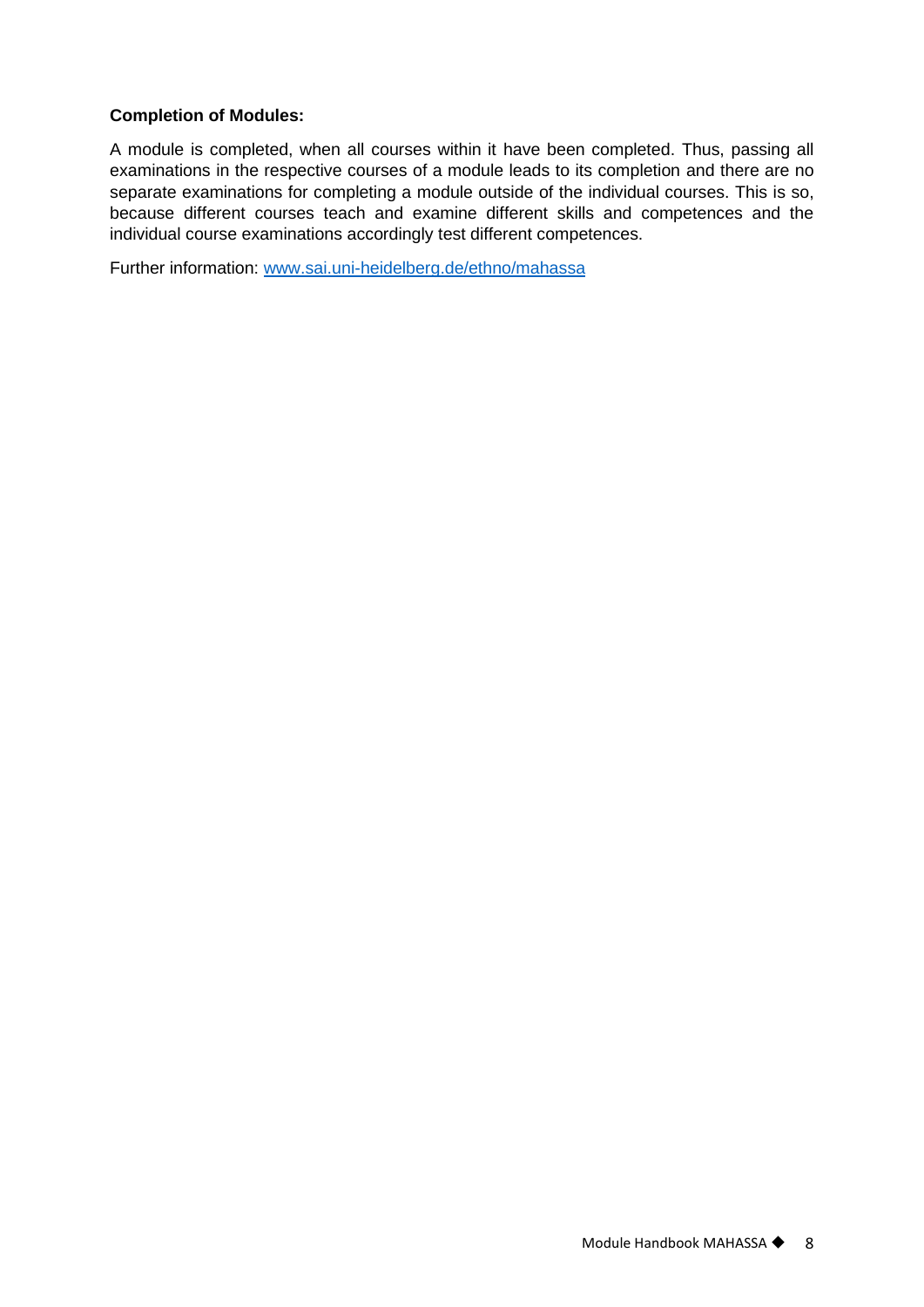**Completion of Modules:**

A module is completed, when all courses within it have been completed. Thus, passing all examinations in the respective courses of a module leads to its completion and there are no separate examinations for completing a module outside of the individual courses. This is so, because different courses teach and examine different skills and competences and the individual course examinations accordingly test different competences.

Further information: [www.sai.uni-heidelberg.de/ethno/mahassa](www.sai.uni-heidelberg.de/ethno/mahassa)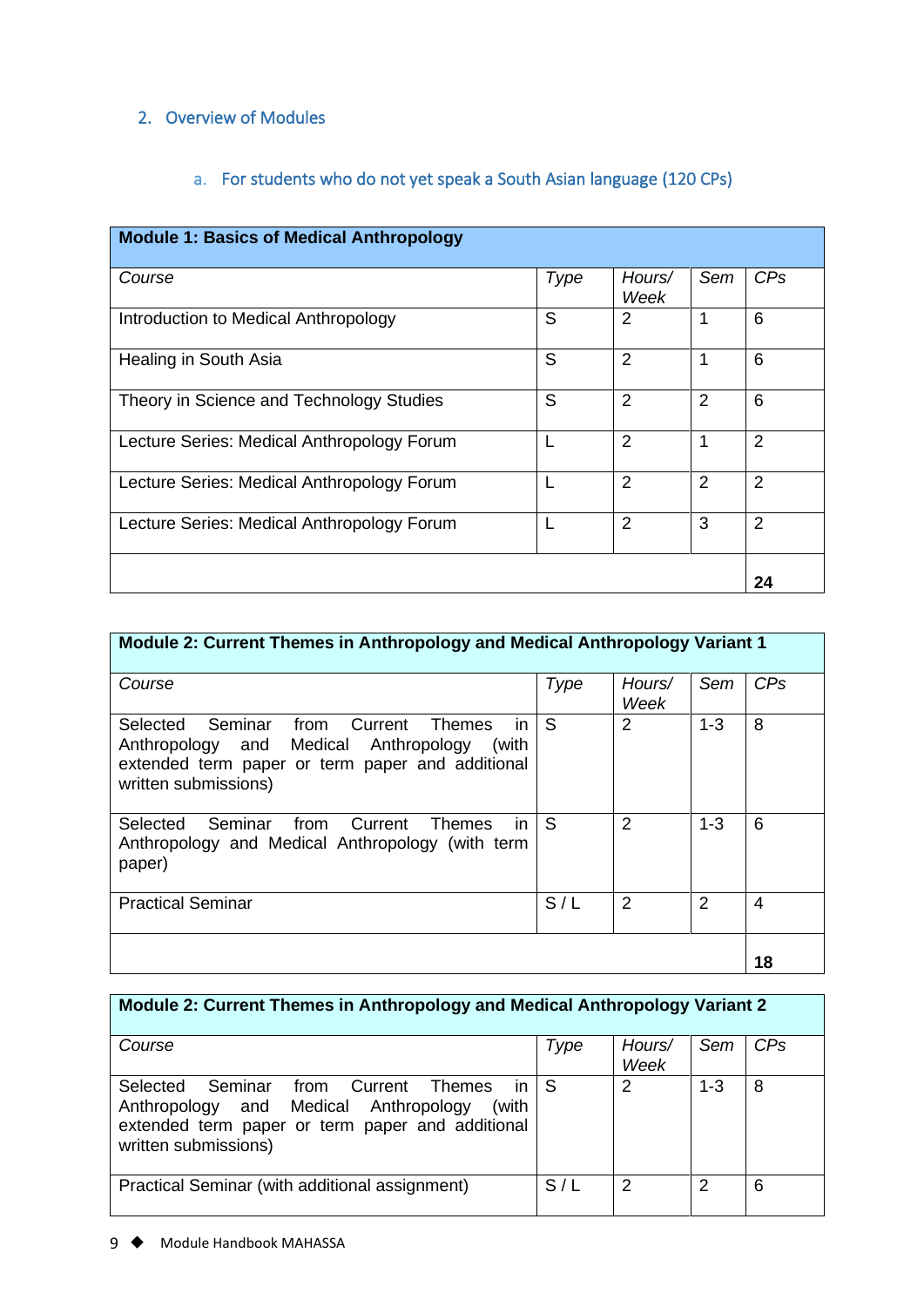## 2. Overview of Modules

### a. For students who do not yet speak a South Asian language (120 CPs)

| **Module 1: Basics of Medical Anthropology** | | | | |
|---|---|---|---|---|
| *Course* | *Type* | *Hours/ Week* | *Sem* | *CPs* |
| Introduction to Medical Anthropology | S | 2 | 1 | 6 |
| Healing in South Asia | S | 2 | 1 | 6 |
| Theory in Science and Technology Studies | S | 2 | 2 | 6 |
| Lecture Series: Medical Anthropology Forum | L | 2 | 1 | 2 |
| Lecture Series: Medical Anthropology Forum | L | 2 | 2 | 2 |
| Lecture Series: Medical Anthropology Forum | L | 2 | 3 | 2 |
| | | | | **24** |

| **Module 2: Current Themes in Anthropology and Medical Anthropology Variant 1** | | | | |
|---|---|---|---|---|
| *Course* | *Type* | *Hours/ Week* | *Sem* | *CPs* |
| Selected Seminar from Current Themes in Anthropology and Medical Anthropology (with extended term paper or term paper and additional written submissions) | S | 2 | 1-3 | 8 |
| Selected Seminar from Current Themes in Anthropology and Medical Anthropology (with term paper) | S | 2 | 1-3 | 6 |
| Practical Seminar | S / L | 2 | 2 | 4 |
| | | | | **18** |

| **Module 2: Current Themes in Anthropology and Medical Anthropology Variant 2** | | | | |
|---|---|---|---|---|
| *Course* | *Type* | *Hours/ Week* | *Sem* | *CPs* |
| Selected Seminar from Current Themes in Anthropology and Medical Anthropology (with extended term paper or term paper and additional written submissions) | S | 2 | 1-3 | 8 |
| Practical Seminar (with additional assignment) | S / L | 2 | 2 | 6 |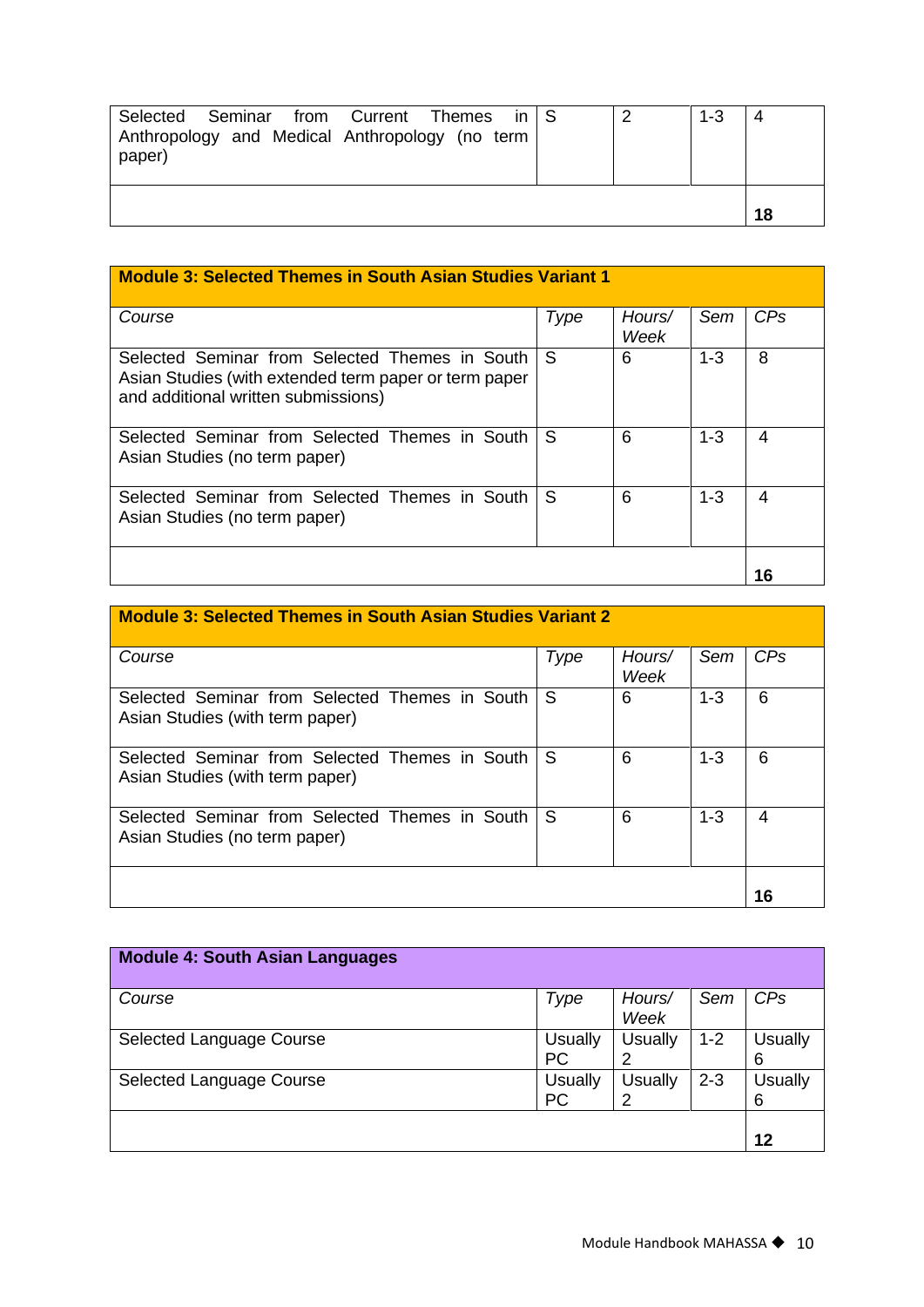| | | | | |
|---|---|---|---|---|
| Selected Seminar from Current Themes in Anthropology and Medical Anthropology (no term paper) | S | 2 | 1-3 | 4 |
| | | | | **18** |

| **Module 3: Selected Themes in South Asian Studies Variant 1** | | | | |
|---|---|---|---|---|
| *Course* | *Type* | *Hours/ Week* | *Sem* | *CPs* |
| Selected Seminar from Selected Themes in South Asian Studies (with extended term paper or term paper and additional written submissions) | S | 6 | 1-3 | 8 |
| Selected Seminar from Selected Themes in South Asian Studies (no term paper) | S | 6 | 1-3 | 4 |
| Selected Seminar from Selected Themes in South Asian Studies (no term paper) | S | 6 | 1-3 | 4 |
| | | | | **16** |

| **Module 3: Selected Themes in South Asian Studies Variant 2** | | | | |
|---|---|---|---|---|
| *Course* | *Type* | *Hours/ Week* | *Sem* | *CPs* |
| Selected Seminar from Selected Themes in South Asian Studies (with term paper) | S | 6 | 1-3 | 6 |
| Selected Seminar from Selected Themes in South Asian Studies (with term paper) | S | 6 | 1-3 | 6 |
| Selected Seminar from Selected Themes in South Asian Studies (no term paper) | S | 6 | 1-3 | 4 |
| | | | | **16** |

| **Module 4: South Asian Languages** | | | | |
|---|---|---|---|---|
| *Course* | *Type* | *Hours/ Week* | *Sem* | *CPs* |
| Selected Language Course | Usually PC | Usually 2 | 1-2 | Usually 6 |
| Selected Language Course | Usually PC | Usually 2 | 2-3 | Usually 6 |
| | | | | **12** |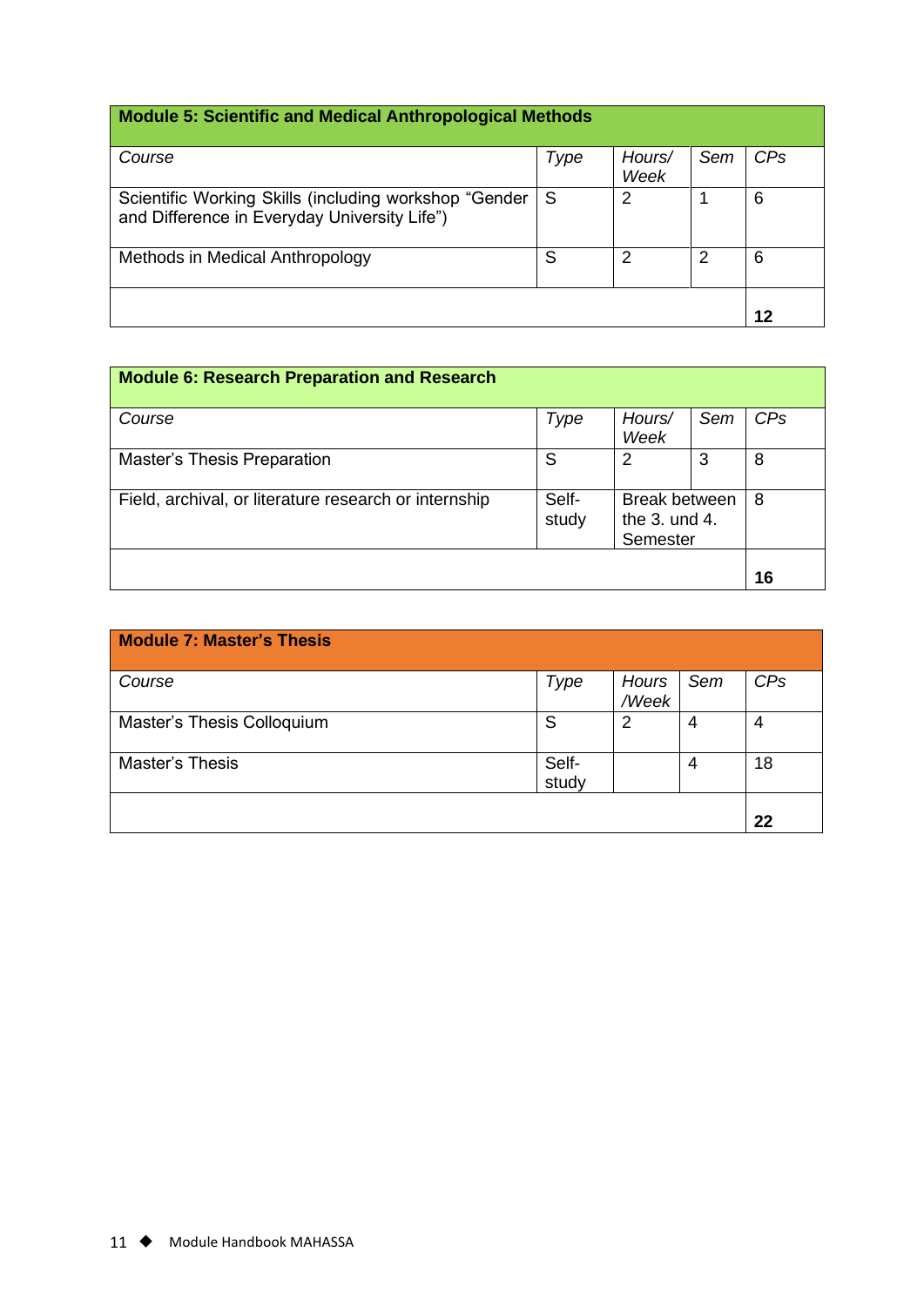| **Module 5: Scientific and Medical Anthropological Methods** | | | | |
|---|---|---|---|---|
| *Course* | *Type* | *Hours/ Week* | *Sem* | *CPs* |
| Scientific Working Skills (including workshop “Gender and Difference in Everyday University Life”) | S | 2 | 1 | 6 |
| Methods in Medical Anthropology | S | 2 | 2 | 6 |
| | | | | **12** |

| **Module 6: Research Preparation and Research** | | | | |
|---|---|---|---|---|
| *Course* | *Type* | *Hours/ Week* | *Sem* | *CPs* |
| Master’s Thesis Preparation | S | 2 | 3 | 8 |
| Field, archival, or literature research or internship | Self-study | Break between the 3. und 4. Semester | | 8 |
| | | | | **16** |

| **Module 7: Master’s Thesis** | | | | |
|---|---|---|---|---|
| *Course* | *Type* | *Hours /Week* | *Sem* | *CPs* |
| Master’s Thesis Colloquium | S | 2 | 4 | 4 |
| Master’s Thesis | Self-study | | 4 | 18 |
| | | | | **22** |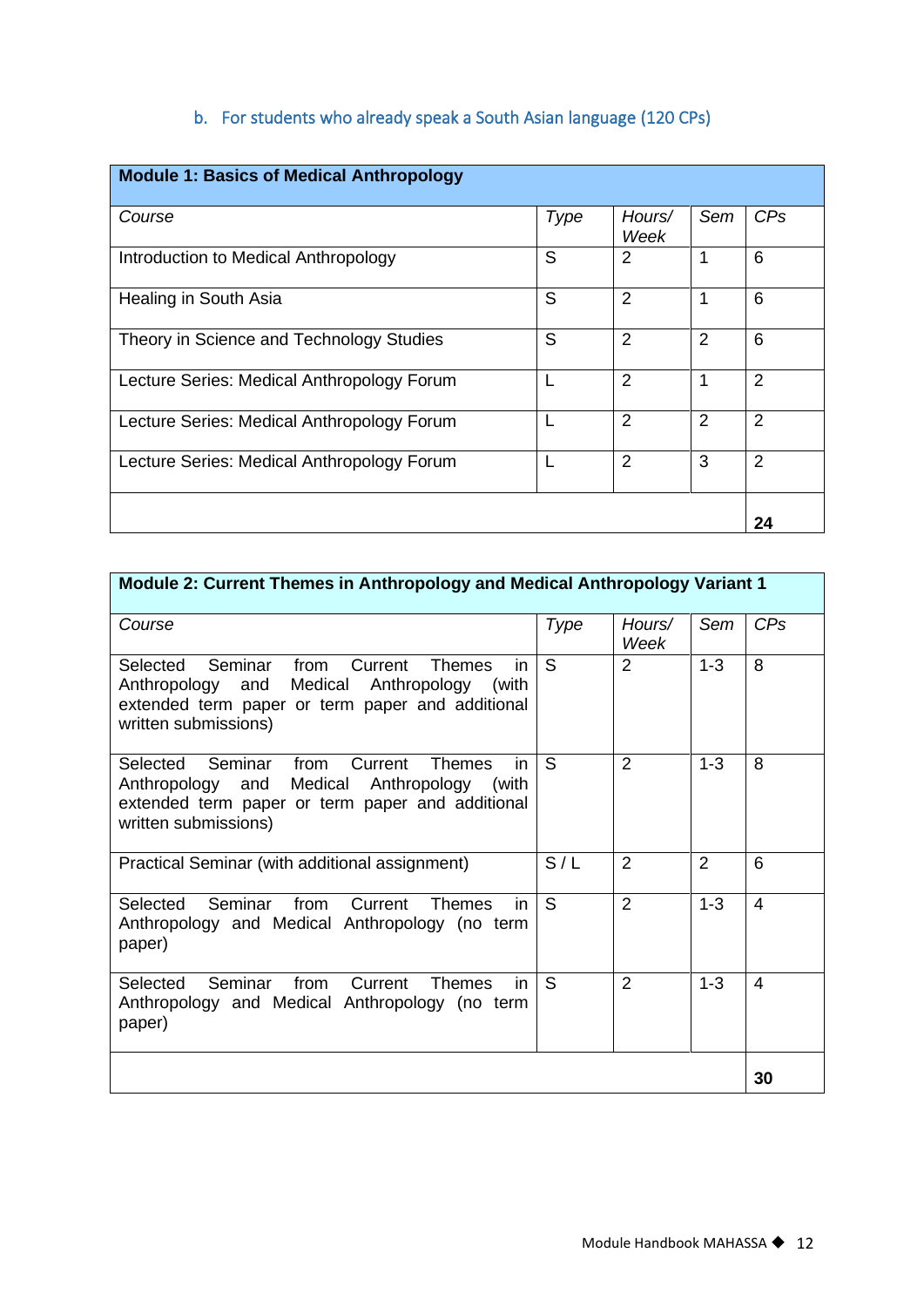### b. For students who already speak a South Asian language (120 CPs)

| **Module 1: Basics of Medical Anthropology** | | | | |
|---|---|---|---|---|
| *Course* | *Type* | *Hours/ Week* | *Sem* | *CPs* |
| Introduction to Medical Anthropology | S | 2 | 1 | 6 |
| Healing in South Asia | S | 2 | 1 | 6 |
| Theory in Science and Technology Studies | S | 2 | 2 | 6 |
| Lecture Series: Medical Anthropology Forum | L | 2 | 1 | 2 |
| Lecture Series: Medical Anthropology Forum | L | 2 | 2 | 2 |
| Lecture Series: Medical Anthropology Forum | L | 2 | 3 | 2 |
| | | | | **24** |

| **Module 2: Current Themes in Anthropology and Medical Anthropology Variant 1** | | | | |
|---|---|---|---|---|
| *Course* | *Type* | *Hours/ Week* | *Sem* | *CPs* |
| Selected Seminar from Current Themes in Anthropology and Medical Anthropology (with extended term paper or term paper and additional written submissions) | S | 2 | 1-3 | 8 |
| Selected Seminar from Current Themes in Anthropology and Medical Anthropology (with extended term paper or term paper and additional written submissions) | S | 2 | 1-3 | 8 |
| Practical Seminar (with additional assignment) | S / L | 2 | 2 | 6 |
| Selected Seminar from Current Themes in Anthropology and Medical Anthropology (no term paper) | S | 2 | 1-3 | 4 |
| Selected Seminar from Current Themes in Anthropology and Medical Anthropology (no term paper) | S | 2 | 1-3 | 4 |
| | | | | **30** |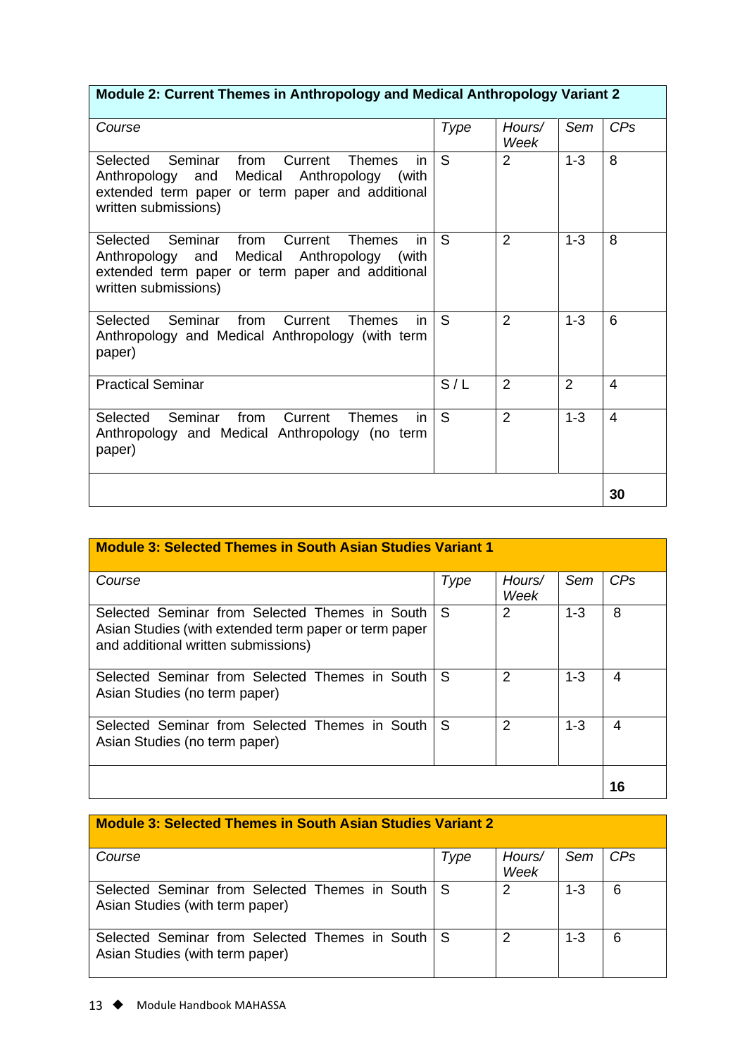| Module 2: Current Themes in Anthropology and Medical Anthropology Variant 2 | | | | |
|---|---|---|---|---|
| *Course* | *Type* | *Hours/ Week* | *Sem* | *CPs* |
| Selected Seminar from Current Themes in Anthropology and Medical Anthropology (with extended term paper or term paper and additional written submissions) | S | 2 | 1-3 | 8 |
| Selected Seminar from Current Themes in Anthropology and Medical Anthropology (with extended term paper or term paper and additional written submissions) | S | 2 | 1-3 | 8 |
| Selected Seminar from Current Themes in Anthropology and Medical Anthropology (with term paper) | S | 2 | 1-3 | 6 |
| Practical Seminar | S / L | 2 | 2 | 4 |
| Selected Seminar from Current Themes in Anthropology and Medical Anthropology (no term paper) | S | 2 | 1-3 | 4 |
| | | | | **30** |

| Module 3: Selected Themes in South Asian Studies Variant 1 | | | | |
|---|---|---|---|---|
| *Course* | *Type* | *Hours/ Week* | *Sem* | *CPs* |
| Selected Seminar from Selected Themes in South Asian Studies (with extended term paper or term paper and additional written submissions) | S | 2 | 1-3 | 8 |
| Selected Seminar from Selected Themes in South Asian Studies (no term paper) | S | 2 | 1-3 | 4 |
| Selected Seminar from Selected Themes in South Asian Studies (no term paper) | S | 2 | 1-3 | 4 |
| | | | | **16** |

| Module 3: Selected Themes in South Asian Studies Variant 2 | | | | |
|---|---|---|---|---|
| *Course* | *Type* | *Hours/ Week* | *Sem* | *CPs* |
| Selected Seminar from Selected Themes in South Asian Studies (with term paper) | S | 2 | 1-3 | 6 |
| Selected Seminar from Selected Themes in South Asian Studies (with term paper) | S | 2 | 1-3 | 6 |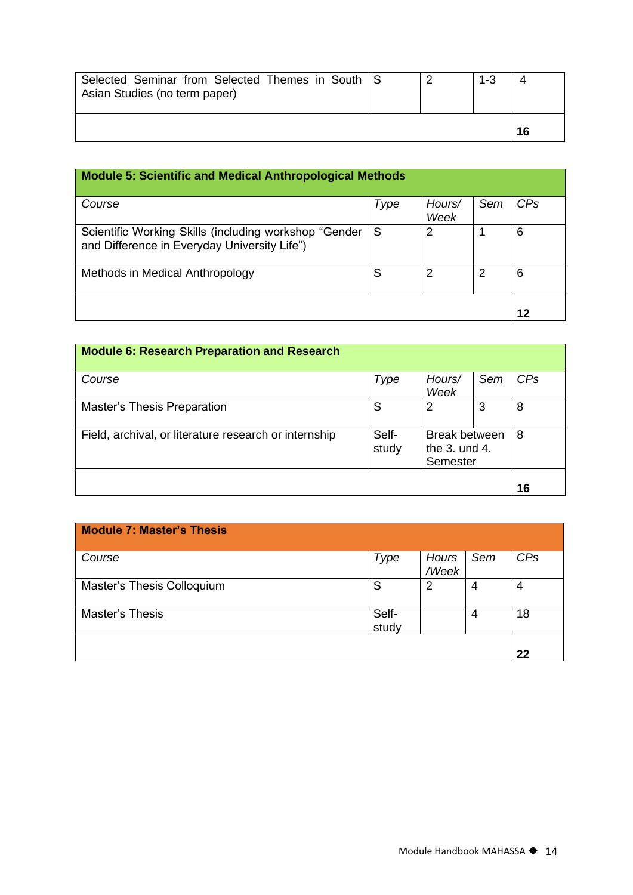| | | | | |
|---|---|---|---|---|
| Selected Seminar from Selected Themes in South Asian Studies (no term paper) | S | 2 | 1-3 | 4 |
| | | | | **16** |

| **Module 5: Scientific and Medical Anthropological Methods** | | | | |
|---|---|---|---|---|
| *Course* | *Type* | *Hours/ Week* | *Sem* | *CPs* |
| Scientific Working Skills (including workshop "Gender and Difference in Everyday University Life") | S | 2 | 1 | 6 |
| Methods in Medical Anthropology | S | 2 | 2 | 6 |
| | | | | **12** |

| **Module 6: Research Preparation and Research** | | | | |
|---|---|---|---|---|
| *Course* | *Type* | *Hours/ Week* | *Sem* | *CPs* |
| Master's Thesis Preparation | S | 2 | 3 | 8 |
| Field, archival, or literature research or internship | Self-study | Break between the 3. und 4. Semester | | 8 |
| | | | | **16** |

| **Module 7: Master's Thesis** | | | | |
|---|---|---|---|---|
| *Course* | *Type* | *Hours /Week* | *Sem* | *CPs* |
| Master's Thesis Colloquium | S | 2 | 4 | 4 |
| Master's Thesis | Self-study | | 4 | 18 |
| | | | | **22** |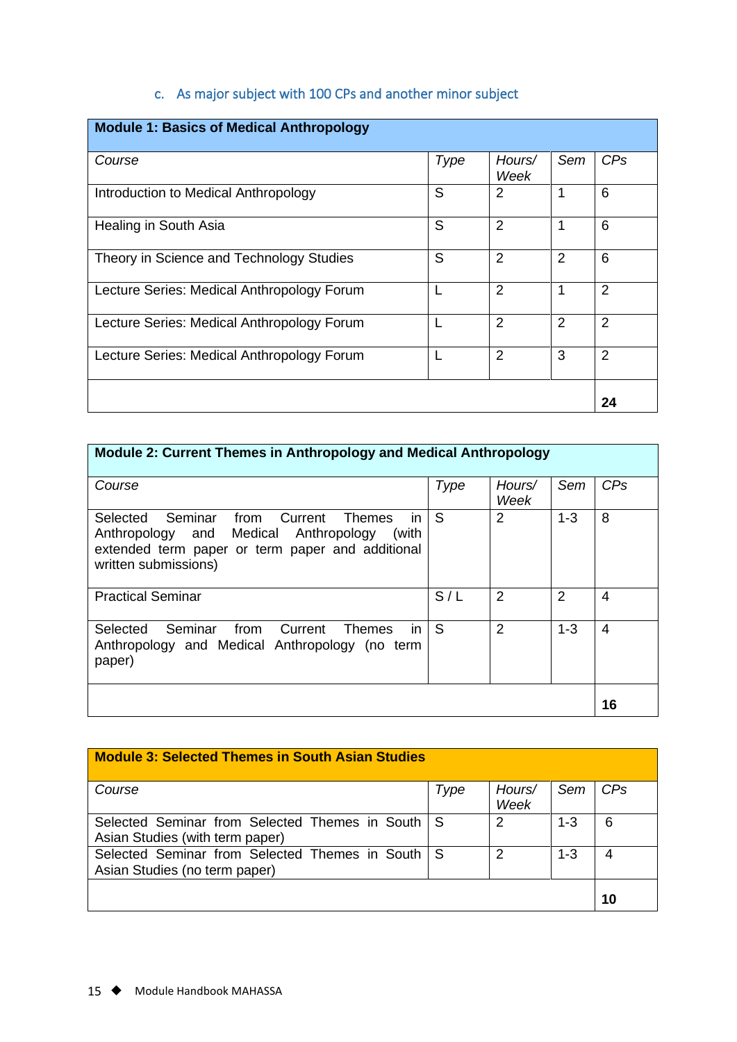### c. As major subject with 100 CPs and another minor subject

| **Module 1: Basics of Medical Anthropology** | | | | |
|---|---|---|---|---|
| *Course* | *Type* | *Hours/ Week* | *Sem* | *CPs* |
| Introduction to Medical Anthropology | S | 2 | 1 | 6 |
| Healing in South Asia | S | 2 | 1 | 6 |
| Theory in Science and Technology Studies | S | 2 | 2 | 6 |
| Lecture Series: Medical Anthropology Forum | L | 2 | 1 | 2 |
| Lecture Series: Medical Anthropology Forum | L | 2 | 2 | 2 |
| Lecture Series: Medical Anthropology Forum | L | 2 | 3 | 2 |
| | | | | **24** |

| **Module 2: Current Themes in Anthropology and Medical Anthropology** | | | | |
|---|---|---|---|---|
| *Course* | *Type* | *Hours/ Week* | *Sem* | *CPs* |
| Selected Seminar from Current Themes in Anthropology and Medical Anthropology (with extended term paper or term paper and additional written submissions) | S | 2 | 1-3 | 8 |
| Practical Seminar | S / L | 2 | 2 | 4 |
| Selected Seminar from Current Themes in Anthropology and Medical Anthropology (no term paper) | S | 2 | 1-3 | 4 |
| | | | | **16** |

| **Module 3: Selected Themes in South Asian Studies** | | | | |
|---|---|---|---|---|
| *Course* | *Type* | *Hours/ Week* | *Sem* | *CPs* |
| Selected Seminar from Selected Themes in South Asian Studies (with term paper) | S | 2 | 1-3 | 6 |
| Selected Seminar from Selected Themes in South Asian Studies (no term paper) | S | 2 | 1-3 | 4 |
| | | | | **10** |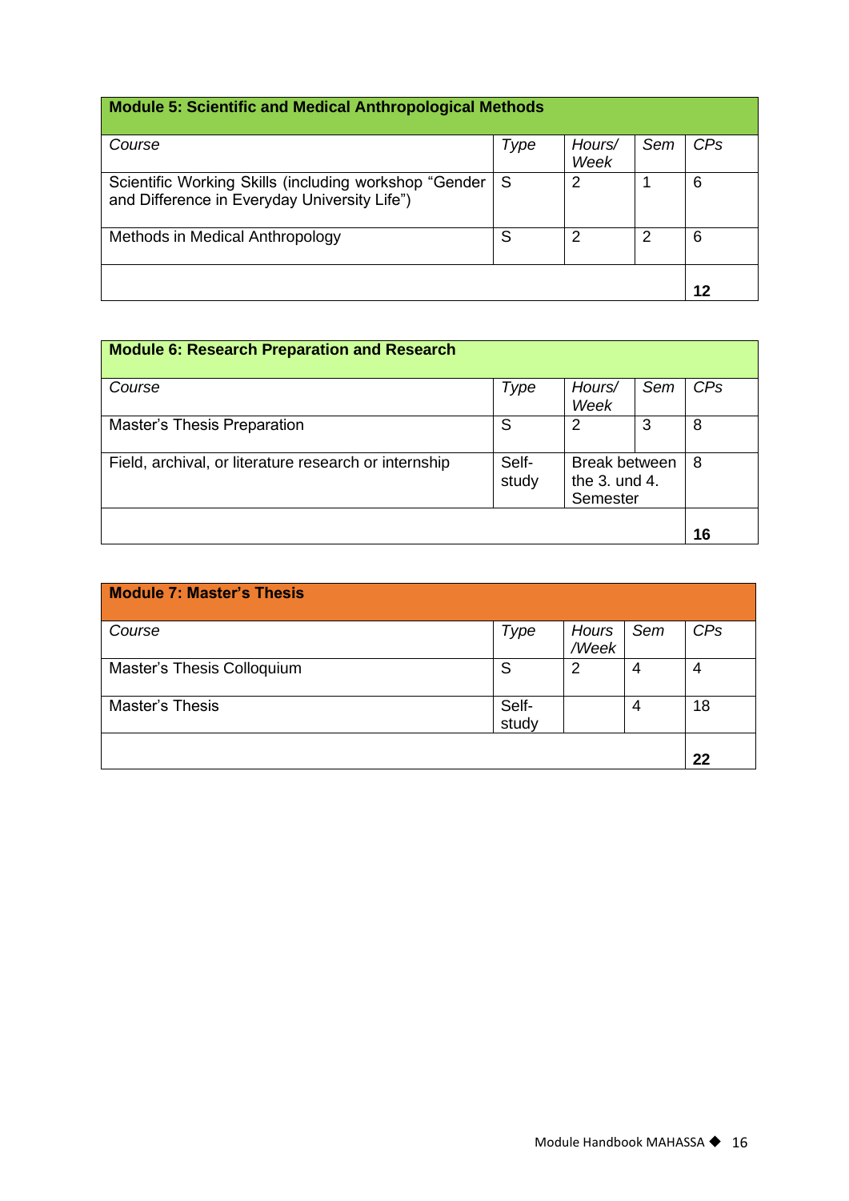| Module 5: Scientific and Medical Anthropological Methods | | | | |
|---|---|---|---|---|
| *Course* | *Type* | *Hours/ Week* | *Sem* | *CPs* |
| Scientific Working Skills (including workshop “Gender and Difference in Everyday University Life”) | S | 2 | 1 | 6 |
| Methods in Medical Anthropology | S | 2 | 2 | 6 |
| | | | | **12** |

| Module 6: Research Preparation and Research | | | | |
|---|---|---|---|---|
| *Course* | *Type* | *Hours/ Week* | *Sem* | *CPs* |
| Master’s Thesis Preparation | S | 2 | 3 | 8 |
| Field, archival, or literature research or internship | Self-study | Break between the 3. und 4. Semester | | 8 |
| | | | | **16** |

| Module 7: Master’s Thesis | | | | |
|---|---|---|---|---|
| *Course* | *Type* | *Hours /Week* | *Sem* | *CPs* |
| Master’s Thesis Colloquium | S | 2 | 4 | 4 |
| Master’s Thesis | Self-study | | 4 | 18 |
| | | | | **22** |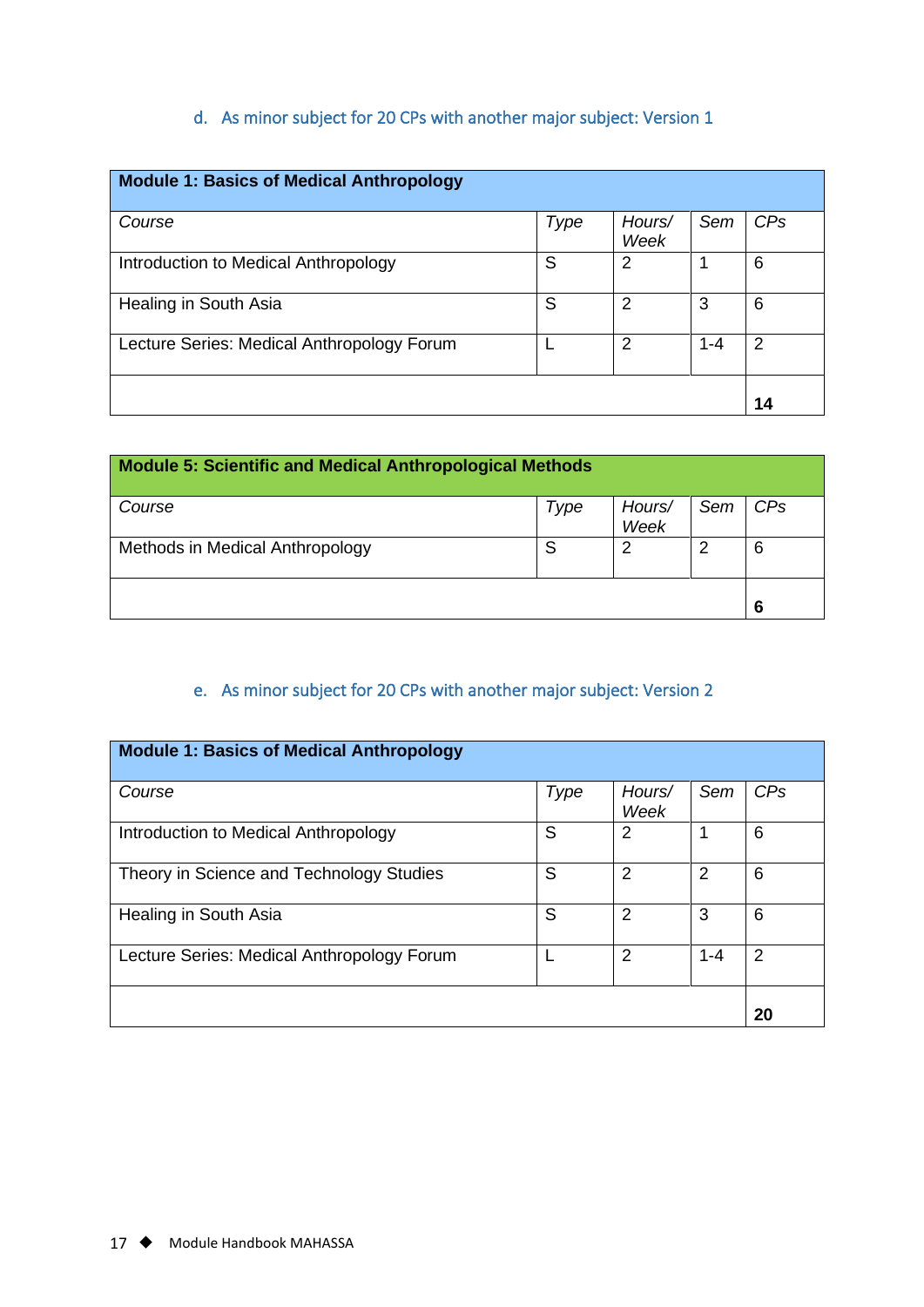### d. As minor subject for 20 CPs with another major subject: Version 1

| **Module 1: Basics of Medical Anthropology** | | | | |
|---|---|---|---|---|
| *Course* | *Type* | *Hours/ Week* | *Sem* | *CPs* |
| Introduction to Medical Anthropology | S | 2 | 1 | 6 |
| Healing in South Asia | S | 2 | 3 | 6 |
| Lecture Series: Medical Anthropology Forum | L | 2 | 1-4 | 2 |
| | | | | **14** |

| **Module 5: Scientific and Medical Anthropological Methods** | | | | |
|---|---|---|---|---|
| *Course* | *Type* | *Hours/ Week* | *Sem* | *CPs* |
| Methods in Medical Anthropology | S | 2 | 2 | 6 |
| | | | | **6** |

### e. As minor subject for 20 CPs with another major subject: Version 2

| **Module 1: Basics of Medical Anthropology** | | | | |
|---|---|---|---|---|
| *Course* | *Type* | *Hours/ Week* | *Sem* | *CPs* |
| Introduction to Medical Anthropology | S | 2 | 1 | 6 |
| Theory in Science and Technology Studies | S | 2 | 2 | 6 |
| Healing in South Asia | S | 2 | 3 | 6 |
| Lecture Series: Medical Anthropology Forum | L | 2 | 1-4 | 2 |
| | | | | **20** |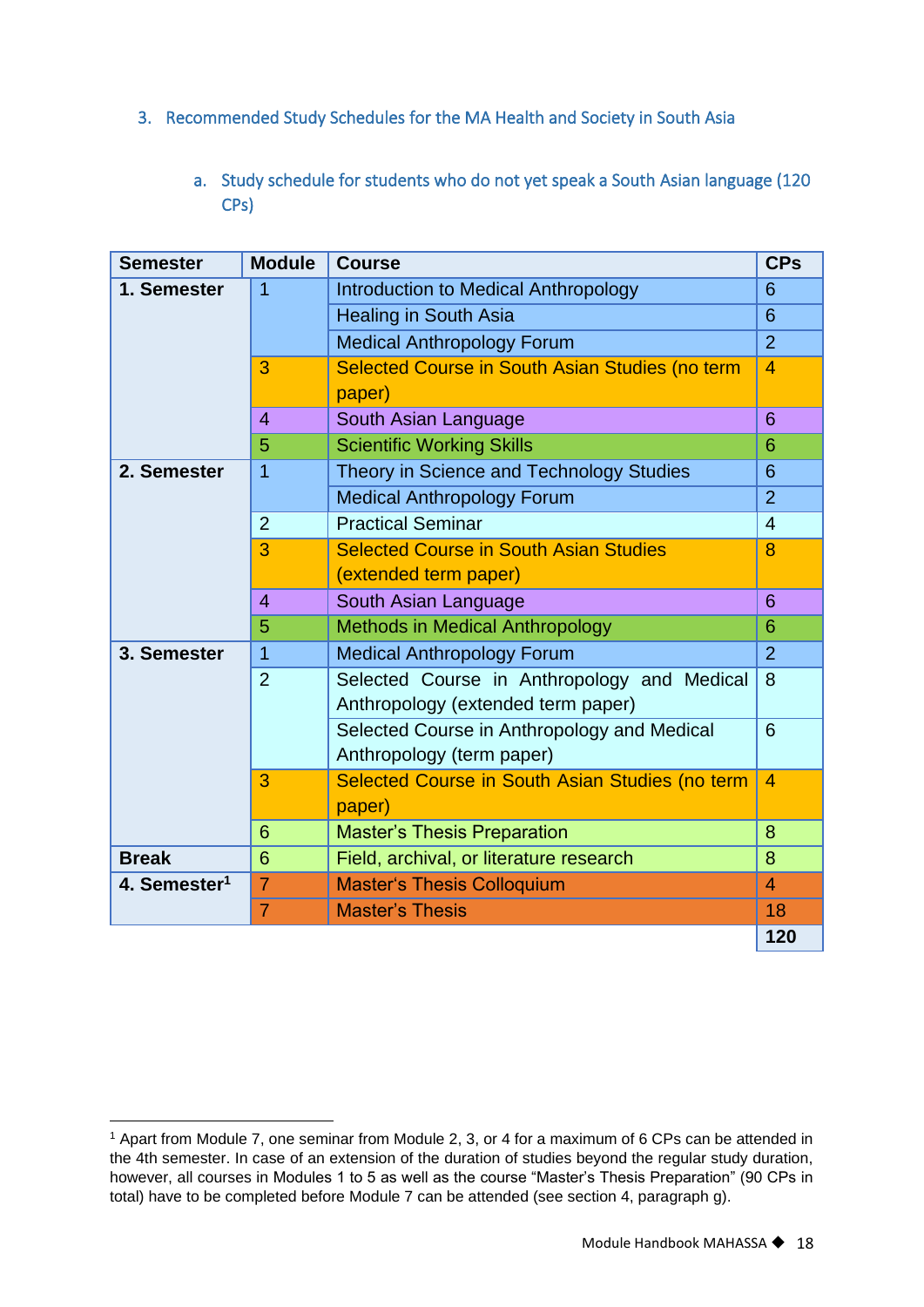## 3. Recommended Study Schedules for the MA Health and Society in South Asia

### a. Study schedule for students who do not yet speak a South Asian language (120 CPs)

| Semester | Module | Course | CPs |
|---|---|---|---|
| 1. Semester | 1 | Introduction to Medical Anthropology | 6 |
| | | Healing in South Asia | 6 |
| | | Medical Anthropology Forum | 2 |
| | 3 | Selected Course in South Asian Studies (no term paper) | 4 |
| | 4 | South Asian Language | 6 |
| | 5 | Scientific Working Skills | 6 |
| 2. Semester | 1 | Theory in Science and Technology Studies | 6 |
| | | Medical Anthropology Forum | 2 |
| | 2 | Practical Seminar | 4 |
| | 3 | Selected Course in South Asian Studies (extended term paper) | 8 |
| | 4 | South Asian Language | 6 |
| | 5 | Methods in Medical Anthropology | 6 |
| 3. Semester | 1 | Medical Anthropology Forum | 2 |
| | 2 | Selected Course in Anthropology and Medical Anthropology (extended term paper) | 8 |
| | | Selected Course in Anthropology and Medical Anthropology (term paper) | 6 |
| | 3 | Selected Course in South Asian Studies (no term paper) | 4 |
| | 6 | Master's Thesis Preparation | 8 |
| Break | 6 | Field, archival, or literature research | 8 |
| 4. Semester[1] | 7 | Master's Thesis Colloquium | 4 |
| | 7 | Master's Thesis | 18 |
| | | | **120** |

[1] Apart from Module 7, one seminar from Module 2, 3, or 4 for a maximum of 6 CPs can be attended in the 4th semester. In case of an extension of the duration of studies beyond the regular study duration, however, all courses in Modules 1 to 5 as well as the course "Master's Thesis Preparation" (90 CPs in total) have to be completed before Module 7 can be attended (see section 4, paragraph g).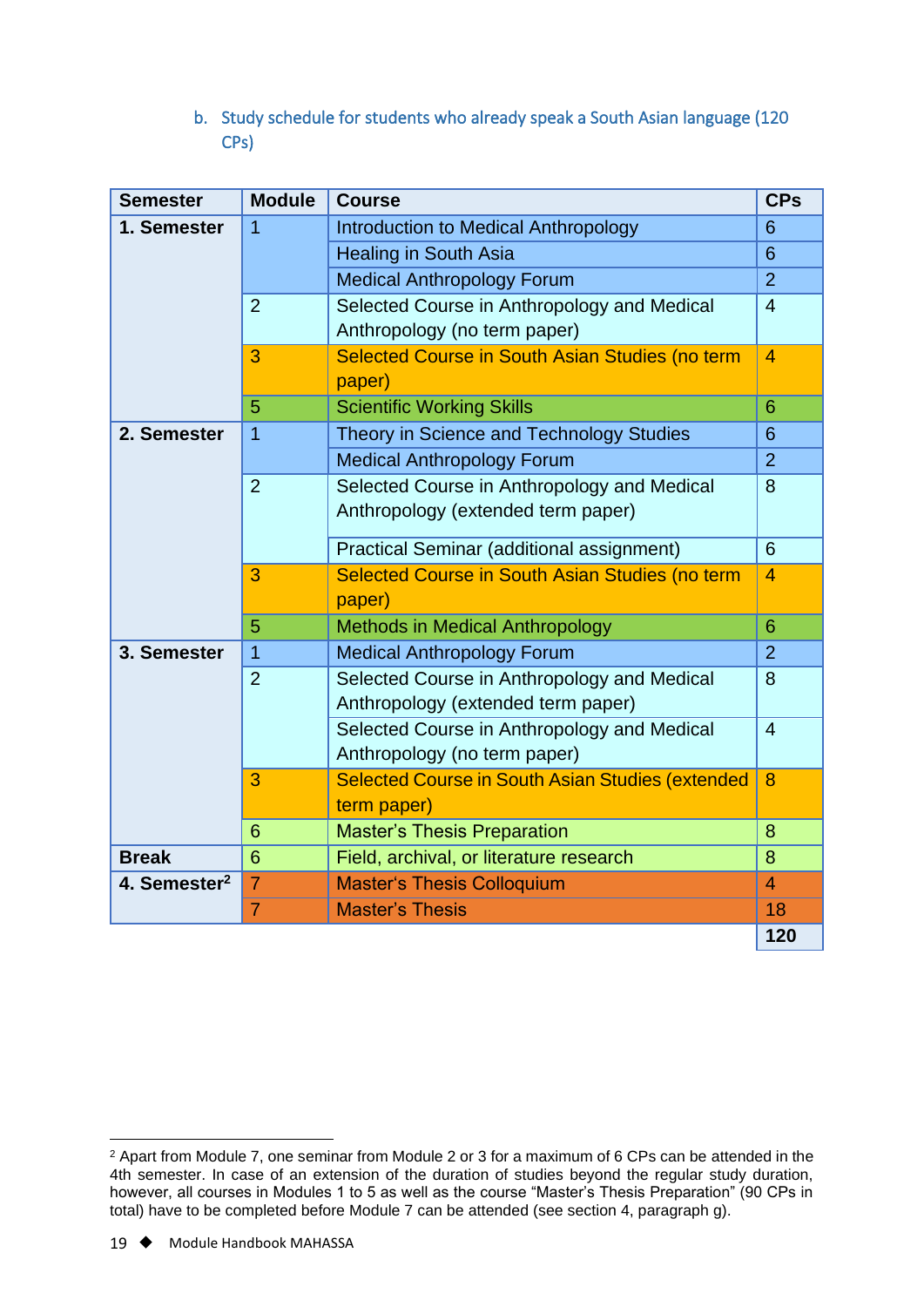b. Study schedule for students who already speak a South Asian language (120 CPs)

| Semester | Module | Course | CPs |
|---|---|---|---|
| 1. Semester | 1 | Introduction to Medical Anthropology | 6 |
| | | Healing in South Asia | 6 |
| | | Medical Anthropology Forum | 2 |
| | 2 | Selected Course in Anthropology and Medical Anthropology (no term paper) | 4 |
| | 3 | Selected Course in South Asian Studies (no term paper) | 4 |
| | 5 | Scientific Working Skills | 6 |
| 2. Semester | 1 | Theory in Science and Technology Studies | 6 |
| | | Medical Anthropology Forum | 2 |
| | 2 | Selected Course in Anthropology and Medical Anthropology (extended term paper) | 8 |
| | | Practical Seminar (additional assignment) | 6 |
| | 3 | Selected Course in South Asian Studies (no term paper) | 4 |
| | 5 | Methods in Medical Anthropology | 6 |
| 3. Semester | 1 | Medical Anthropology Forum | 2 |
| | 2 | Selected Course in Anthropology and Medical Anthropology (extended term paper) | 8 |
| | | Selected Course in Anthropology and Medical Anthropology (no term paper) | 4 |
| | 3 | Selected Course in South Asian Studies (extended term paper) | 8 |
| | 6 | Master's Thesis Preparation | 8 |
| Break | 6 | Field, archival, or literature research | 8 |
| 4. Semester[2] | 7 | Master's Thesis Colloquium | 4 |
| | 7 | Master's Thesis | 18 |
| | | | **120** |

[2] Apart from Module 7, one seminar from Module 2 or 3 for a maximum of 6 CPs can be attended in the 4th semester. In case of an extension of the duration of studies beyond the regular study duration, however, all courses in Modules 1 to 5 as well as the course "Master's Thesis Preparation" (90 CPs in total) have to be completed before Module 7 can be attended (see section 4, paragraph g).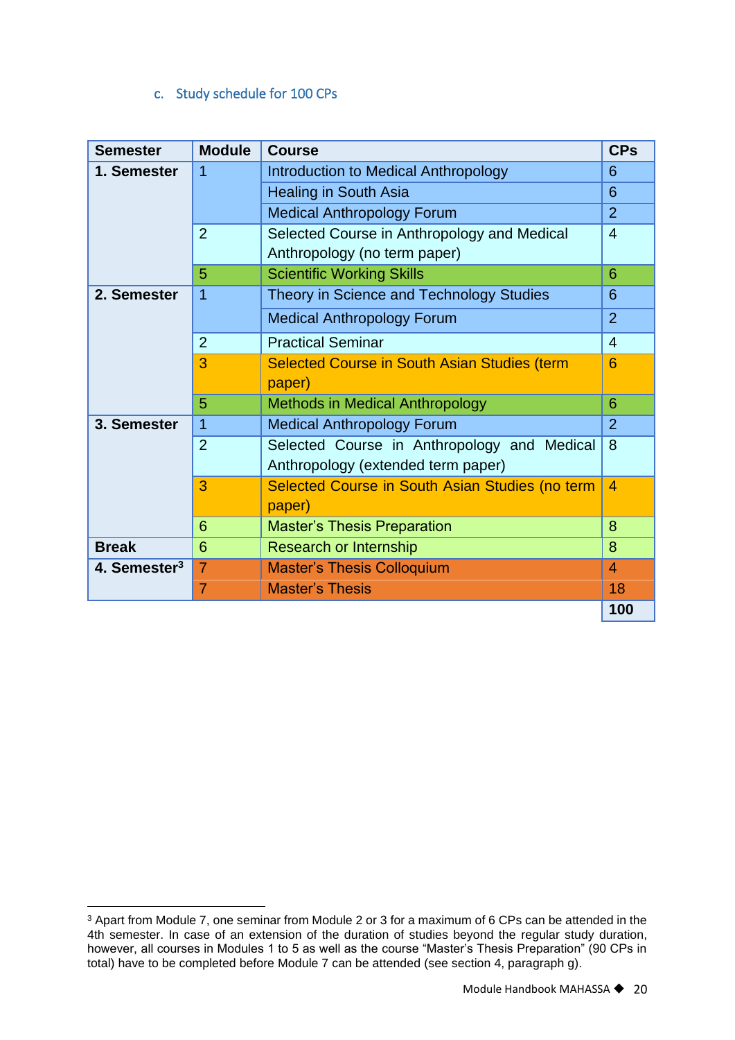### c. Study schedule for 100 CPs

| Semester | Module | Course | CPs |
|---|---|---|---|
| 1. Semester | 1 | Introduction to Medical Anthropology | 6 |
| | | Healing in South Asia | 6 |
| | | Medical Anthropology Forum | 2 |
| | 2 | Selected Course in Anthropology and Medical Anthropology (no term paper) | 4 |
| | 5 | Scientific Working Skills | 6 |
| 2. Semester | 1 | Theory in Science and Technology Studies | 6 |
| | | Medical Anthropology Forum | 2 |
| | 2 | Practical Seminar | 4 |
| | 3 | Selected Course in South Asian Studies (term paper) | 6 |
| | 5 | Methods in Medical Anthropology | 6 |
| 3. Semester | 1 | Medical Anthropology Forum | 2 |
| | 2 | Selected Course in Anthropology and Medical Anthropology (extended term paper) | 8 |
| | 3 | Selected Course in South Asian Studies (no term paper) | 4 |
| | 6 | Master's Thesis Preparation | 8 |
| Break | 6 | Research or Internship | 8 |
| 4. Semester[3] | 7 | Master's Thesis Colloquium | 4 |
| | 7 | Master's Thesis | 18 |
| | | | **100** |

[3] Apart from Module 7, one seminar from Module 2 or 3 for a maximum of 6 CPs can be attended in the 4th semester. In case of an extension of the duration of studies beyond the regular study duration, however, all courses in Modules 1 to 5 as well as the course "Master's Thesis Preparation" (90 CPs in total) have to be completed before Module 7 can be attended (see section 4, paragraph g).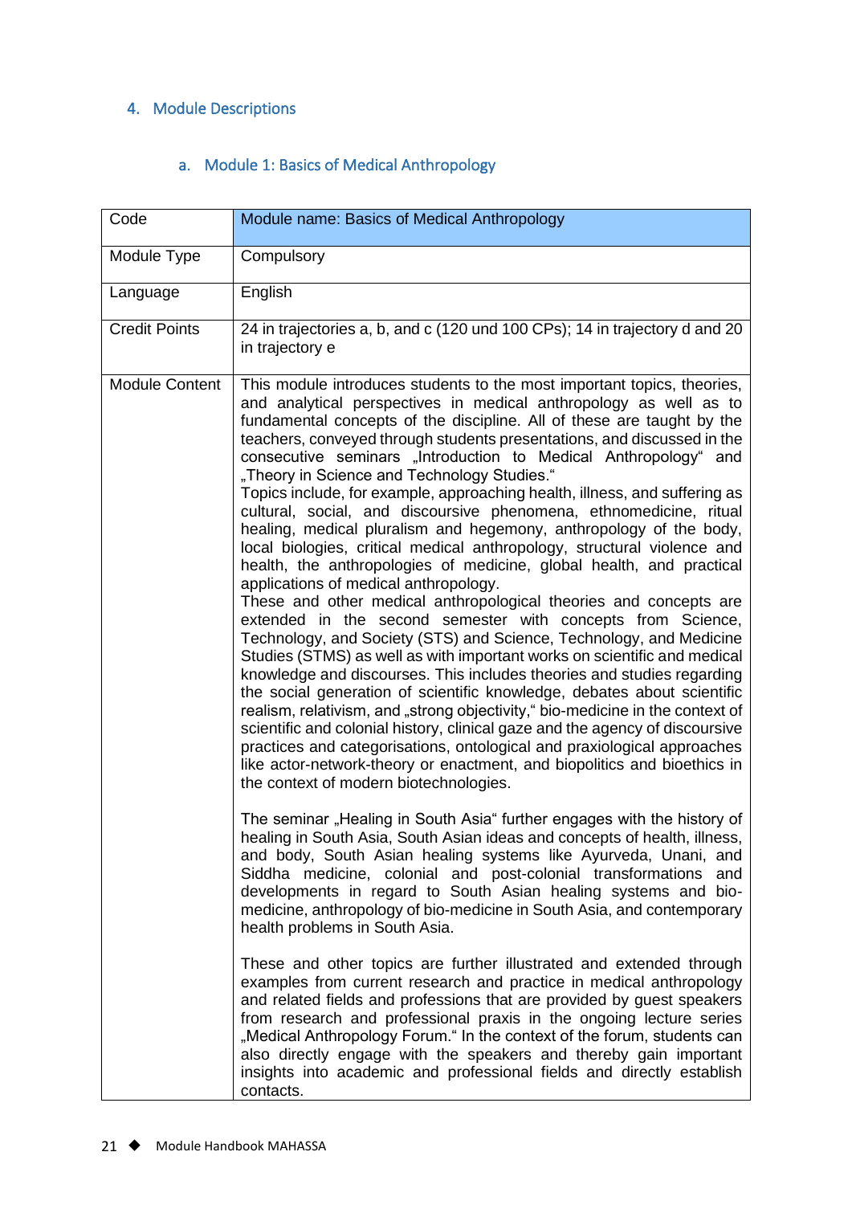## 4. Module Descriptions

### a. Module 1: Basics of Medical Anthropology

| Code | Module name: Basics of Medical Anthropology |
|---|---|
| Module Type | Compulsory |
| Language | English |
| Credit Points | 24 in trajectories a, b, and c (120 und 100 CPs); 14 in trajectory d and 20 in trajectory e |
| Module Content | This module introduces students to the most important topics, theories, and analytical perspectives in medical anthropology as well as to fundamental concepts of the discipline. All of these are taught by the teachers, conveyed through students presentations, and discussed in the consecutive seminars „Introduction to Medical Anthropology" and „Theory in Science and Technology Studies."<br>Topics include, for example, approaching health, illness, and suffering as cultural, social, and discoursive phenomena, ethnomedicine, ritual healing, medical pluralism and hegemony, anthropology of the body, local biologies, critical medical anthropology, structural violence and health, the anthropologies of medicine, global health, and practical applications of medical anthropology.<br>These and other medical anthropological theories and concepts are extended in the second semester with concepts from Science, Technology, and Society (STS) and Science, Technology, and Medicine Studies (STMS) as well as with important works on scientific and medical knowledge and discourses. This includes theories and studies regarding the social generation of scientific knowledge, debates about scientific realism, relativism, and „strong objectivity," bio-medicine in the context of scientific and colonial history, clinical gaze and the agency of discoursive practices and categorisations, ontological and praxiological approaches like actor-network-theory or enactment, and biopolitics and bioethics in the context of modern biotechnologies.<br><br>The seminar „Healing in South Asia" further engages with the history of healing in South Asia, South Asian ideas and concepts of health, illness, and body, South Asian healing systems like Ayurveda, Unani, and Siddha medicine, colonial and post-colonial transformations and developments in regard to South Asian healing systems and bio-medicine, anthropology of bio-medicine in South Asia, and contemporary health problems in South Asia.<br><br>These and other topics are further illustrated and extended through examples from current research and practice in medical anthropology and related fields and professions that are provided by guest speakers from research and professional praxis in the ongoing lecture series „Medical Anthropology Forum." In the context of the forum, students can also directly engage with the speakers and thereby gain important insights into academic and professional fields and directly establish contacts. |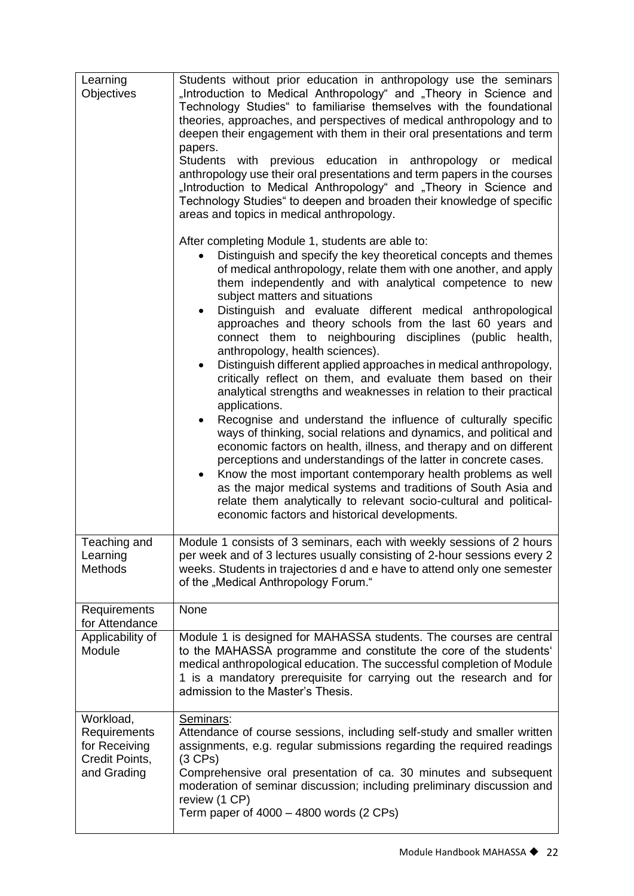| | |
|---|---|
| Learning Objectives | Students without prior education in anthropology use the seminars „Introduction to Medical Anthropology" and „Theory in Science and Technology Studies" to familiarise themselves with the foundational theories, approaches, and perspectives of medical anthropology and to deepen their engagement with them in their oral presentations and term papers.<br>Students with previous education in anthropology or medical anthropology use their oral presentations and term papers in the courses „Introduction to Medical Anthropology" and „Theory in Science and Technology Studies" to deepen and broaden their knowledge of specific areas and topics in medical anthropology.<br><br>After completing Module 1, students are able to:<br>• Distinguish and specify the key theoretical concepts and themes of medical anthropology, relate them with one another, and apply them independently and with analytical competence to new subject matters and situations<br>• Distinguish and evaluate different medical anthropological approaches and theory schools from the last 60 years and connect them to neighbouring disciplines (public health, anthropology, health sciences).<br>• Distinguish different applied approaches in medical anthropology, critically reflect on them, and evaluate them based on their analytical strengths and weaknesses in relation to their practical applications.<br>• Recognise and understand the influence of culturally specific ways of thinking, social relations and dynamics, and political and economic factors on health, illness, and therapy and on different perceptions and understandings of the latter in concrete cases.<br>• Know the most important contemporary health problems as well as the major medical systems and traditions of South Asia and relate them analytically to relevant socio-cultural and political-economic factors and historical developments. |
| Teaching and Learning Methods | Module 1 consists of 3 seminars, each with weekly sessions of 2 hours per week and of 3 lectures usually consisting of 2-hour sessions every 2 weeks. Students in trajectories d and e have to attend only one semester of the „Medical Anthropology Forum." |
| Requirements for Attendance | None |
| Applicability of Module | Module 1 is designed for MAHASSA students. The courses are central to the MAHASSA programme and constitute the core of the students' medical anthropological education. The successful completion of Module 1 is a mandatory prerequisite for carrying out the research and for admission to the Master's Thesis. |
| Workload, Requirements for Receiving Credit Points, and Grading | <u>Seminars</u>:<br>Attendance of course sessions, including self-study and smaller written assignments, e.g. regular submissions regarding the required readings (3 CPs)<br>Comprehensive oral presentation of ca. 30 minutes and subsequent moderation of seminar discussion; including preliminary discussion and review (1 CP)<br>Term paper of 4000 – 4800 words (2 CPs) |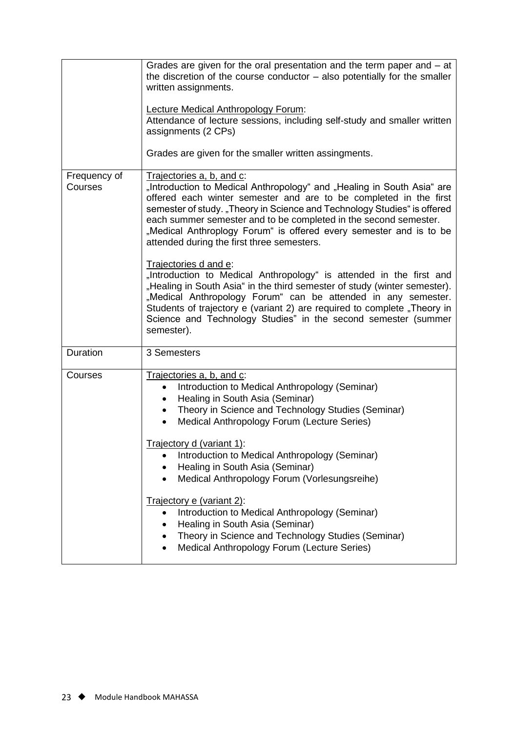| | |
|---|---|
| | Grades are given for the oral presentation and the term paper and – at the discretion of the course conductor – also potentially for the smaller written assignments.<br><br>Lecture Medical Anthropology Forum:<br>Attendance of lecture sessions, including self-study and smaller written assignments (2 CPs)<br><br>Grades are given for the smaller written assingments. |
| Frequency of Courses | Trajectories a, b, and c:<br>„Introduction to Medical Anthropology" and „Healing in South Asia" are offered each winter semester and are to be completed in the first semester of study. „Theory in Science and Technology Studies" is offered each summer semester and to be completed in the second semester. „Medical Anthroplogy Forum" is offered every semester and is to be attended during the first three semesters.<br><br>Trajectories d and e:<br>„Introduction to Medical Anthropology" is attended in the first and „Healing in South Asia" in the third semester of study (winter semester). „Medical Anthropology Forum" can be attended in any semester. Students of trajectory e (variant 2) are required to complete „Theory in Science and Technology Studies" in the second semester (summer semester). |
| Duration | 3 Semesters |
| Courses | Trajectories a, b, and c:<br>• Introduction to Medical Anthropology (Seminar)<br>• Healing in South Asia (Seminar)<br>• Theory in Science and Technology Studies (Seminar)<br>• Medical Anthropology Forum (Lecture Series)<br><br>Trajectory d (variant 1):<br>• Introduction to Medical Anthropology (Seminar)<br>• Healing in South Asia (Seminar)<br>• Medical Anthropology Forum (Vorlesungsreihe)<br><br>Trajectory e (variant 2):<br>• Introduction to Medical Anthropology (Seminar)<br>• Healing in South Asia (Seminar)<br>• Theory in Science and Technology Studies (Seminar)<br>• Medical Anthropology Forum (Lecture Series) |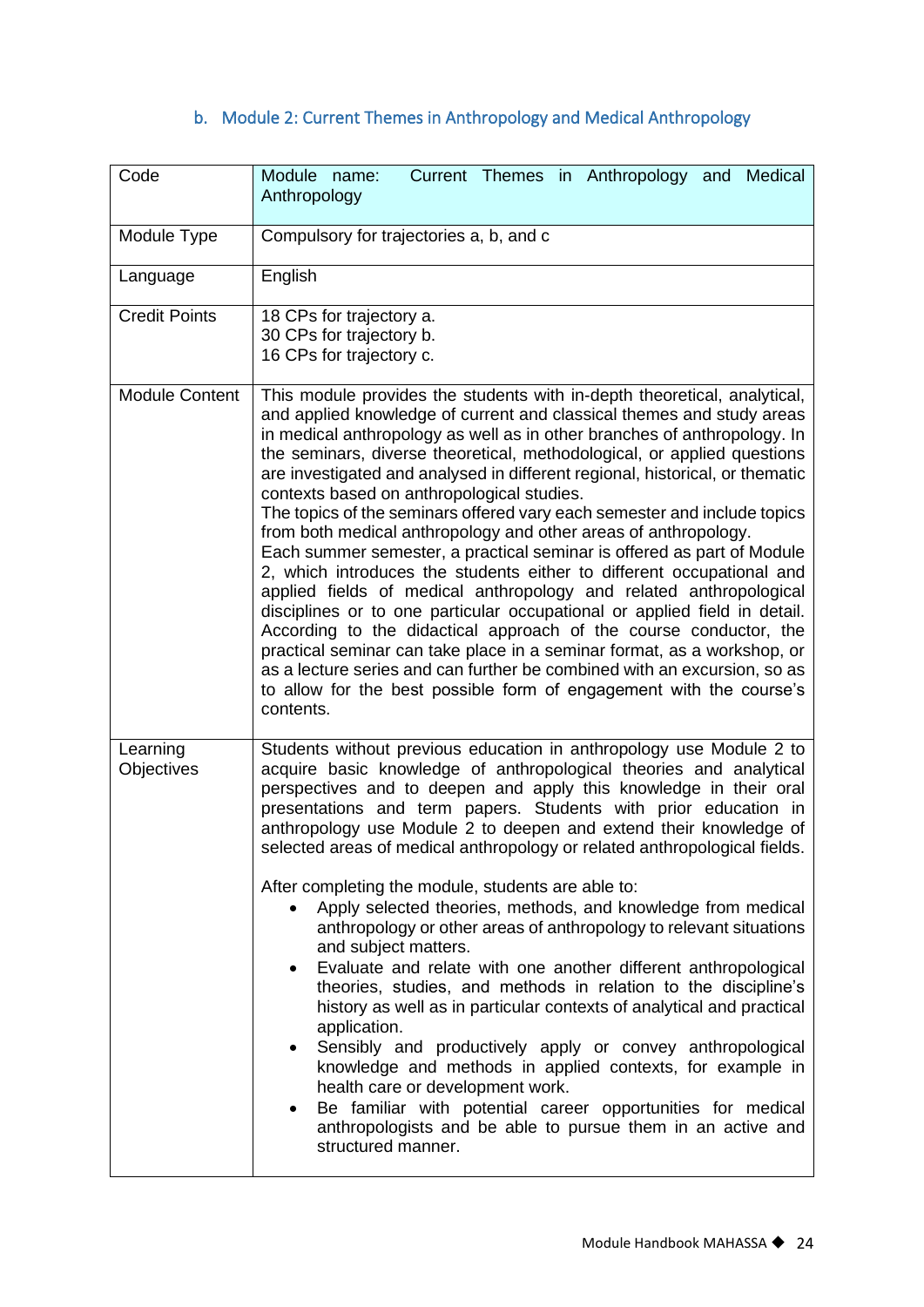### b. Module 2: Current Themes in Anthropology and Medical Anthropology

| Code | Module name: Current Themes in Anthropology and Medical Anthropology |
|---|---|
| Module Type | Compulsory for trajectories a, b, and c |
| Language | English |
| Credit Points | 18 CPs for trajectory a.<br>30 CPs for trajectory b.<br>16 CPs for trajectory c. |
| Module Content | This module provides the students with in-depth theoretical, analytical, and applied knowledge of current and classical themes and study areas in medical anthropology as well as in other branches of anthropology. In the seminars, diverse theoretical, methodological, or applied questions are investigated and analysed in different regional, historical, or thematic contexts based on anthropological studies.<br>The topics of the seminars offered vary each semester and include topics from both medical anthropology and other areas of anthropology.<br>Each summer semester, a practical seminar is offered as part of Module 2, which introduces the students either to different occupational and applied fields of medical anthropology and related anthropological disciplines or to one particular occupational or applied field in detail. According to the didactical approach of the course conductor, the practical seminar can take place in a seminar format, as a workshop, or as a lecture series and can further be combined with an excursion, so as to allow for the best possible form of engagement with the course's contents. |
| Learning Objectives | Students without previous education in anthropology use Module 2 to acquire basic knowledge of anthropological theories and analytical perspectives and to deepen and apply this knowledge in their oral presentations and term papers. Students with prior education in anthropology use Module 2 to deepen and extend their knowledge of selected areas of medical anthropology or related anthropological fields.<br><br>After completing the module, students are able to:<br>• Apply selected theories, methods, and knowledge from medical anthropology or other areas of anthropology to relevant situations and subject matters.<br>• Evaluate and relate with one another different anthropological theories, studies, and methods in relation to the discipline's history as well as in particular contexts of analytical and practical application.<br>• Sensibly and productively apply or convey anthropological knowledge and methods in applied contexts, for example in health care or development work.<br>• Be familiar with potential career opportunities for medical anthropologists and be able to pursue them in an active and structured manner. |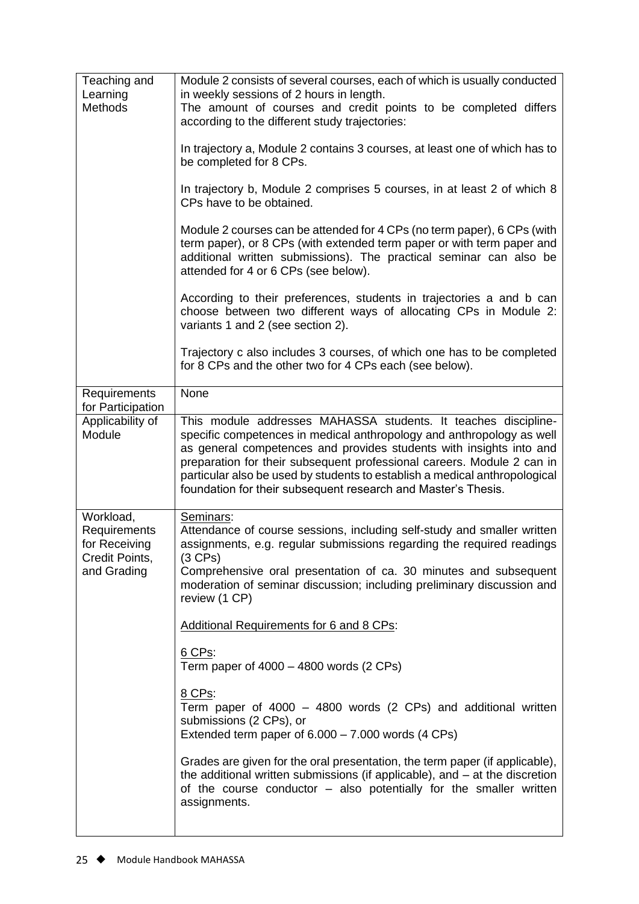| Teaching and Learning Methods | Module 2 consists of several courses, each of which is usually conducted in weekly sessions of 2 hours in length.<br>The amount of courses and credit points to be completed differs according to the different study trajectories:<br><br>In trajectory a, Module 2 contains 3 courses, at least one of which has to be completed for 8 CPs.<br><br>In trajectory b, Module 2 comprises 5 courses, in at least 2 of which 8 CPs have to be obtained.<br><br>Module 2 courses can be attended for 4 CPs (no term paper), 6 CPs (with term paper), or 8 CPs (with extended term paper or with term paper and additional written submissions). The practical seminar can also be attended for 4 or 6 CPs (see below).<br><br>According to their preferences, students in trajectories a and b can choose between two different ways of allocating CPs in Module 2: variants 1 and 2 (see section 2).<br><br>Trajectory c also includes 3 courses, of which one has to be completed for 8 CPs and the other two for 4 CPs each (see below). |
|---|---|
| Requirements for Participation | None |
| Applicability of Module | This module addresses MAHASSA students. It teaches discipline-specific competences in medical anthropology and anthropology as well as general competences and provides students with insights into and preparation for their subsequent professional careers. Module 2 can in particular also be used by students to establish a medical anthropological foundation for their subsequent research and Master's Thesis. |
| Workload, Requirements for Receiving Credit Points, and Grading | Seminars:<br>Attendance of course sessions, including self-study and smaller written assignments, e.g. regular submissions regarding the required readings (3 CPs)<br>Comprehensive oral presentation of ca. 30 minutes and subsequent moderation of seminar discussion; including preliminary discussion and review (1 CP)<br><br>Additional Requirements for 6 and 8 CPs:<br><br>6 CPs:<br>Term paper of 4000 – 4800 words (2 CPs)<br><br>8 CPs:<br>Term paper of 4000 – 4800 words (2 CPs) and additional written submissions (2 CPs), or<br>Extended term paper of 6.000 – 7.000 words (4 CPs)<br><br>Grades are given for the oral presentation, the term paper (if applicable), the additional written submissions (if applicable), and – at the discretion of the course conductor – also potentially for the smaller written assignments. |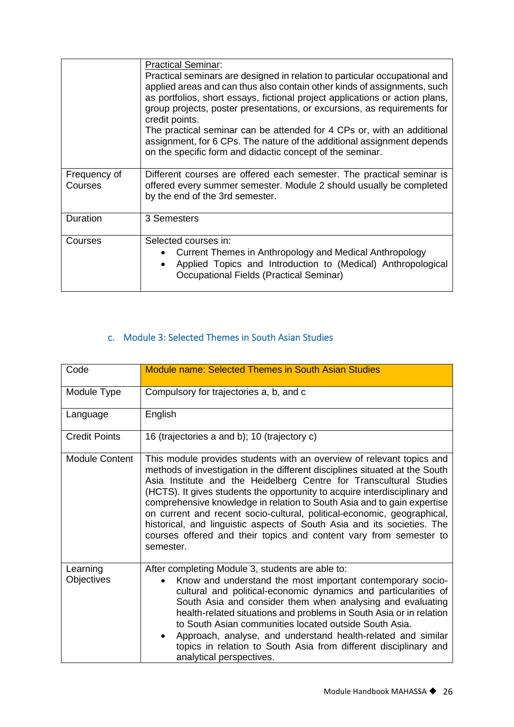| | |
|---|---|
| | Practical Seminar:<br>Practical seminars are designed in relation to particular occupational and applied areas and can thus also contain other kinds of assignments, such as portfolios, short essays, fictional project applications or action plans, group projects, poster presentations, or excursions, as requirements for credit points.<br>The practical seminar can be attended for 4 CPs or, with an additional assignment, for 6 CPs. The nature of the additional assignment depends on the specific form and didactic concept of the seminar. |
| Frequency of Courses | Different courses are offered each semester. The practical seminar is offered every summer semester. Module 2 should usually be completed by the end of the 3rd semester. |
| Duration | 3 Semesters |
| Courses | Selected courses in:<br>• Current Themes in Anthropology and Medical Anthropology<br>• Applied Topics and Introduction to (Medical) Anthropological Occupational Fields (Practical Seminar) |

### c. Module 3: Selected Themes in South Asian Studies

| Code | Module name: Selected Themes in South Asian Studies |
|---|---|
| Module Type | Compulsory for trajectories a, b, and c |
| Language | English |
| Credit Points | 16 (trajectories a and b); 10 (trajectory c) |
| Module Content | This module provides students with an overview of relevant topics and methods of investigation in the different disciplines situated at the South Asia Institute and the Heidelberg Centre for Transcultural Studies (HCTS). It gives students the opportunity to acquire interdisciplinary and comprehensive knowledge in relation to South Asia and to gain expertise on current and recent socio-cultural, political-economic, geographical, historical, and linguistic aspects of South Asia and its societies. The courses offered and their topics and content vary from semester to semester. |
| Learning Objectives | After completing Module 3, students are able to:<br>• Know and understand the most important contemporary socio-cultural and political-economic dynamics and particularities of South Asia and consider them when analysing and evaluating health-related situations and problems in South Asia or in relation to South Asian communities located outside South Asia.<br>• Approach, analyse, and understand health-related and similar topics in relation to South Asia from different disciplinary and analytical perspectives. |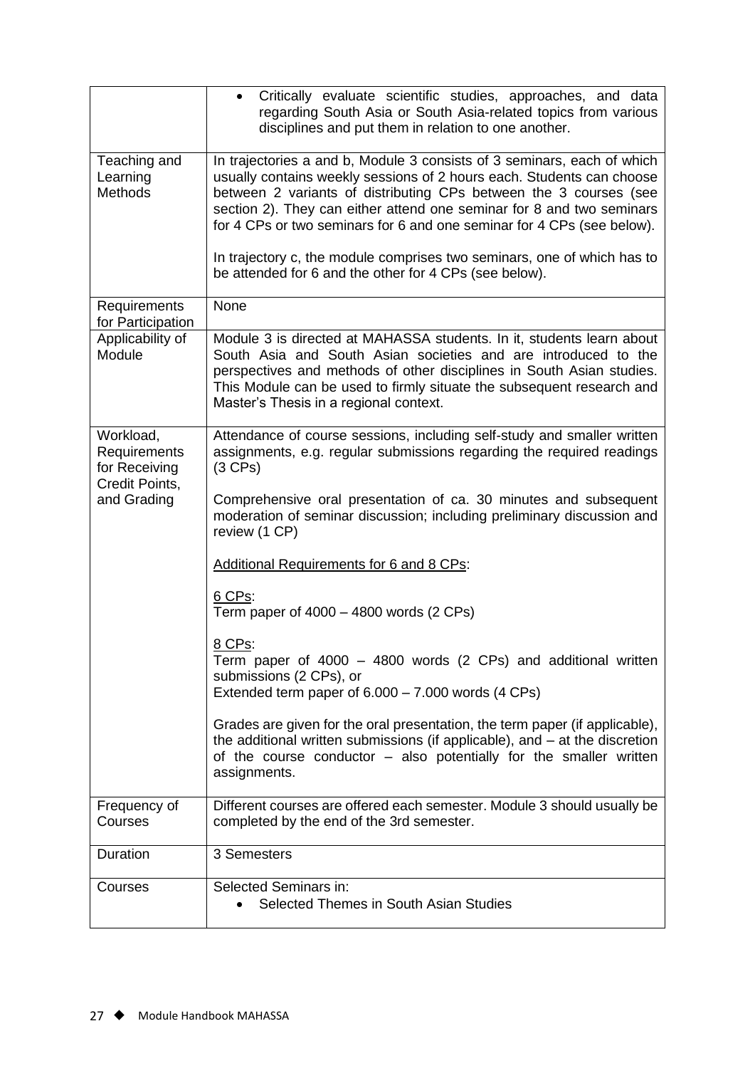| | |
|---|---|
| | • Critically evaluate scientific studies, approaches, and data regarding South Asia or South Asia-related topics from various disciplines and put them in relation to one another. |
| Teaching and Learning Methods | In trajectories a and b, Module 3 consists of 3 seminars, each of which usually contains weekly sessions of 2 hours each. Students can choose between 2 variants of distributing CPs between the 3 courses (see section 2). They can either attend one seminar for 8 and two seminars for 4 CPs or two seminars for 6 and one seminar for 4 CPs (see below).<br><br>In trajectory c, the module comprises two seminars, one of which has to be attended for 6 and the other for 4 CPs (see below). |
| Requirements for Participation | None |
| Applicability of Module | Module 3 is directed at MAHASSA students. In it, students learn about South Asia and South Asian societies and are introduced to the perspectives and methods of other disciplines in South Asian studies. This Module can be used to firmly situate the subsequent research and Master's Thesis in a regional context. |
| Workload, Requirements for Receiving Credit Points, and Grading | Attendance of course sessions, including self-study and smaller written assignments, e.g. regular submissions regarding the required readings (3 CPs)<br><br>Comprehensive oral presentation of ca. 30 minutes and subsequent moderation of seminar discussion; including preliminary discussion and review (1 CP)<br><br><u>Additional Requirements for 6 and 8 CPs</u>:<br><br><u>6 CPs</u>:<br>Term paper of 4000 – 4800 words (2 CPs)<br><br><u>8 CPs</u>:<br>Term paper of 4000 – 4800 words (2 CPs) and additional written submissions (2 CPs), or<br>Extended term paper of 6.000 – 7.000 words (4 CPs)<br><br>Grades are given for the oral presentation, the term paper (if applicable), the additional written submissions (if applicable), and – at the discretion of the course conductor – also potentially for the smaller written assignments. |
| Frequency of Courses | Different courses are offered each semester. Module 3 should usually be completed by the end of the 3rd semester. |
| Duration | 3 Semesters |
| Courses | Selected Seminars in:<br>• Selected Themes in South Asian Studies |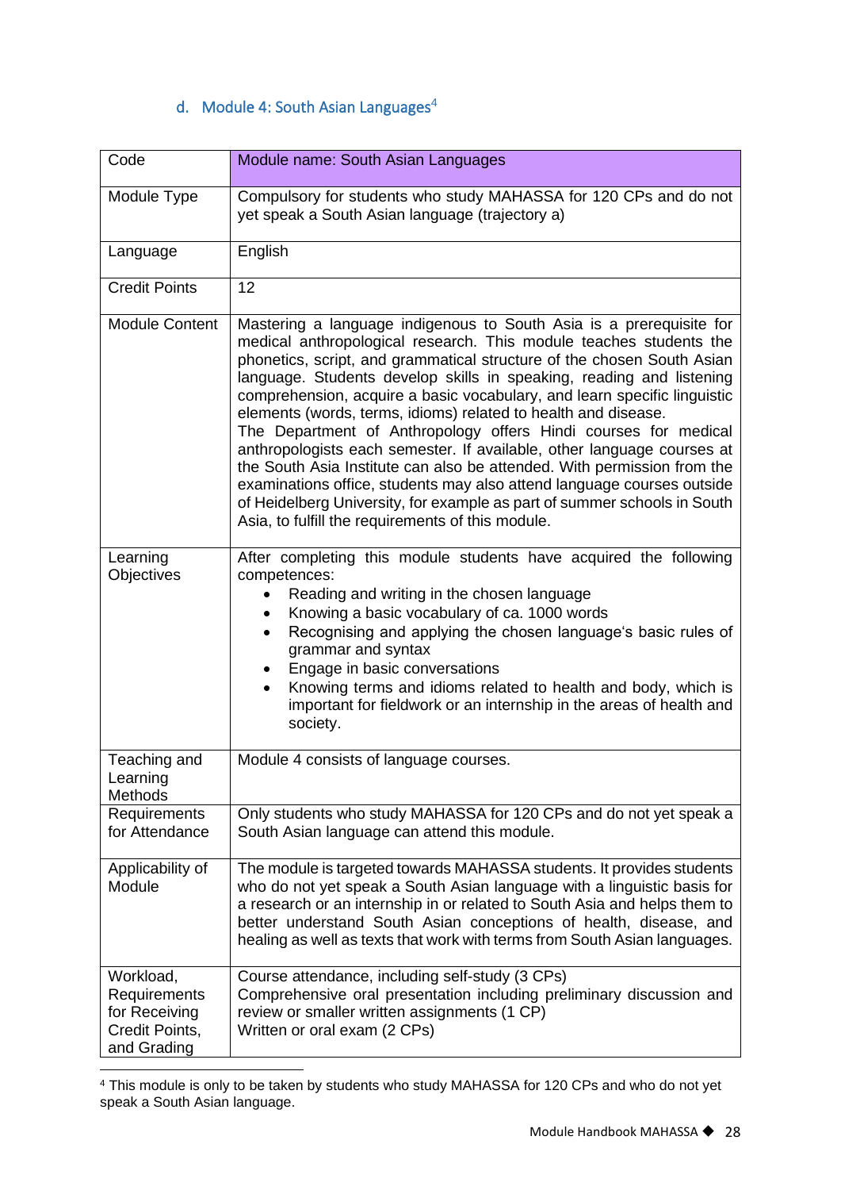### d. Module 4: South Asian Languages[4]

| Code | Module name: South Asian Languages |
|---|---|
| Module Type | Compulsory for students who study MAHASSA for 120 CPs and do not yet speak a South Asian language (trajectory a) |
| Language | English |
| Credit Points | 12 |
| Module Content | Mastering a language indigenous to South Asia is a prerequisite for medical anthropological research. This module teaches students the phonetics, script, and grammatical structure of the chosen South Asian language. Students develop skills in speaking, reading and listening comprehension, acquire a basic vocabulary, and learn specific linguistic elements (words, terms, idioms) related to health and disease.<br>The Department of Anthropology offers Hindi courses for medical anthropologists each semester. If available, other language courses at the South Asia Institute can also be attended. With permission from the examinations office, students may also attend language courses outside of Heidelberg University, for example as part of summer schools in South Asia, to fulfill the requirements of this module. |
| Learning Objectives | After completing this module students have acquired the following competences:<br>• Reading and writing in the chosen language<br>• Knowing a basic vocabulary of ca. 1000 words<br>• Recognising and applying the chosen language's basic rules of grammar and syntax<br>• Engage in basic conversations<br>• Knowing terms and idioms related to health and body, which is important for fieldwork or an internship in the areas of health and society. |
| Teaching and Learning Methods | Module 4 consists of language courses. |
| Requirements for Attendance | Only students who study MAHASSA for 120 CPs and do not yet speak a South Asian language can attend this module. |
| Applicability of Module | The module is targeted towards MAHASSA students. It provides students who do not yet speak a South Asian language with a linguistic basis for a research or an internship in or related to South Asia and helps them to better understand South Asian conceptions of health, disease, and healing as well as texts that work with terms from South Asian languages. |
| Workload, Requirements for Receiving Credit Points, and Grading | Course attendance, including self-study (3 CPs)<br>Comprehensive oral presentation including preliminary discussion and review or smaller written assignments (1 CP)<br>Written or oral exam (2 CPs) |

[4] This module is only to be taken by students who study MAHASSA for 120 CPs and who do not yet speak a South Asian language.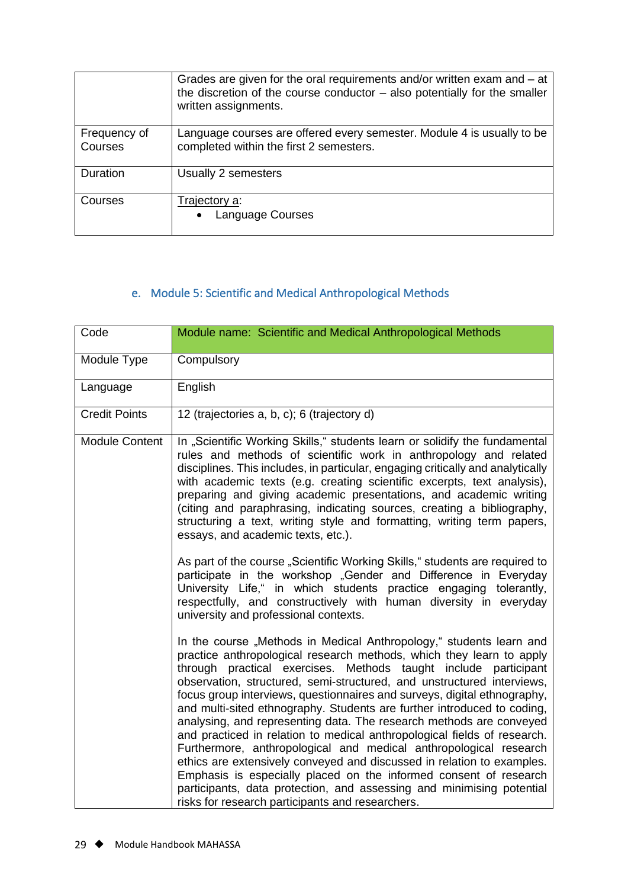| | Grades are given for the oral requirements and/or written exam and – at the discretion of the course conductor – also potentially for the smaller written assignments. |
|---|---|
| Frequency of Courses | Language courses are offered every semester. Module 4 is usually to be completed within the first 2 semesters. |
| Duration | Usually 2 semesters |
| Courses | Trajectory a:<br>• Language Courses |

### e. Module 5: Scientific and Medical Anthropological Methods

| Code | Module name: Scientific and Medical Anthropological Methods |
|---|---|
| Module Type | Compulsory |
| Language | English |
| Credit Points | 12 (trajectories a, b, c); 6 (trajectory d) |
| Module Content | In „Scientific Working Skills," students learn or solidify the fundamental rules and methods of scientific work in anthropology and related disciplines. This includes, in particular, engaging critically and analytically with academic texts (e.g. creating scientific excerpts, text analysis), preparing and giving academic presentations, and academic writing (citing and paraphrasing, indicating sources, creating a bibliography, structuring a text, writing style and formatting, writing term papers, essays, and academic texts, etc.).<br><br>As part of the course „Scientific Working Skills," students are required to participate in the workshop „Gender and Difference in Everyday University Life," in which students practice engaging tolerantly, respectfully, and constructively with human diversity in everyday university and professional contexts.<br><br>In the course „Methods in Medical Anthropology," students learn and practice anthropological research methods, which they learn to apply through practical exercises. Methods taught include participant observation, structured, semi-structured, and unstructured interviews, focus group interviews, questionnaires and surveys, digital ethnography, and multi-sited ethnography. Students are further introduced to coding, analysing, and representing data. The research methods are conveyed and practiced in relation to medical anthropological fields of research. Furthermore, anthropological and medical anthropological research ethics are extensively conveyed and discussed in relation to examples. Emphasis is especially placed on the informed consent of research participants, data protection, and assessing and minimising potential risks for research participants and researchers. |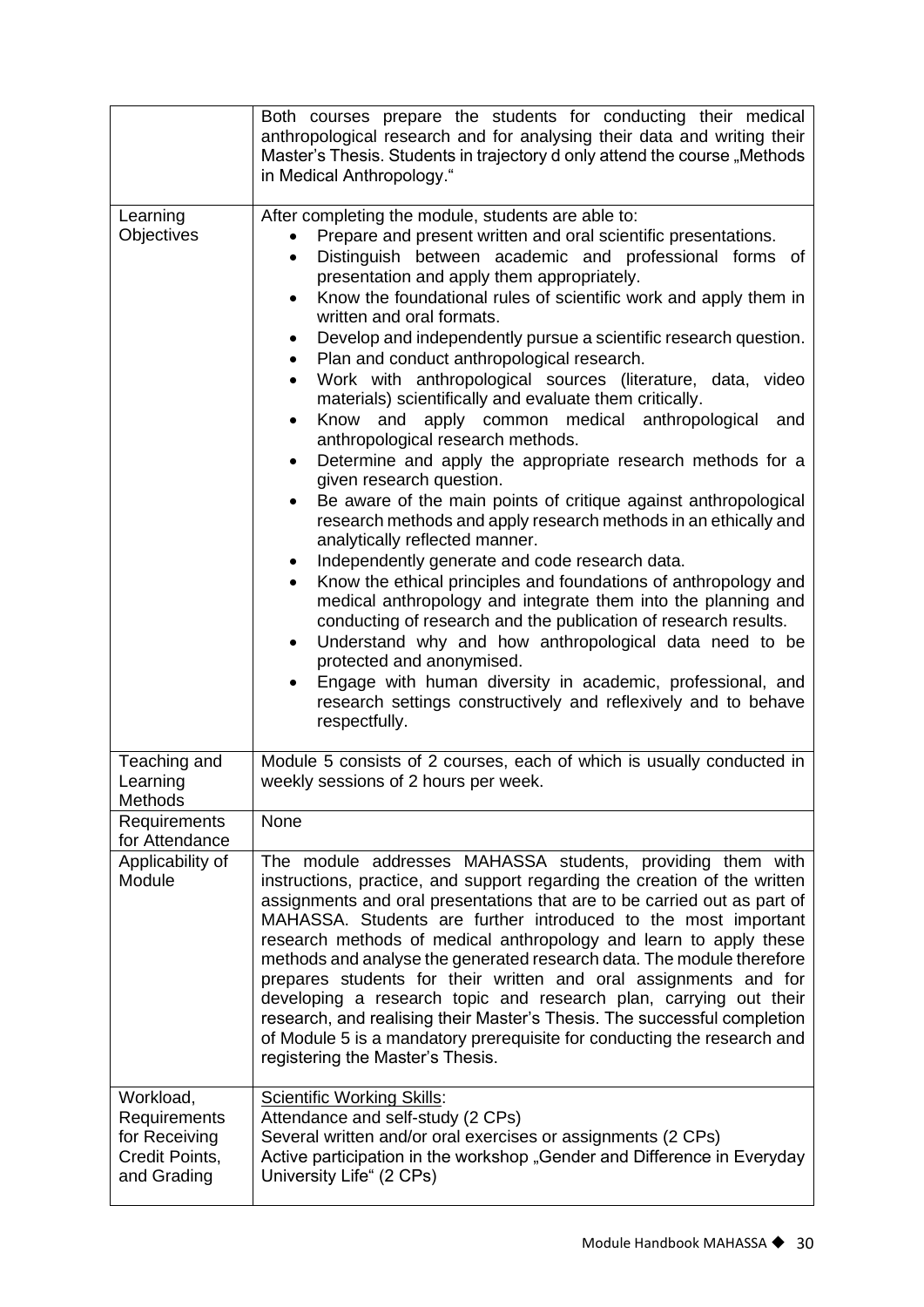| | |
|---|---|
| | Both courses prepare the students for conducting their medical anthropological research and for analysing their data and writing their Master's Thesis. Students in trajectory d only attend the course „Methods in Medical Anthropology." |
| Learning Objectives | After completing the module, students are able to:<br>• Prepare and present written and oral scientific presentations.<br>• Distinguish between academic and professional forms of presentation and apply them appropriately.<br>• Know the foundational rules of scientific work and apply them in written and oral formats.<br>• Develop and independently pursue a scientific research question.<br>• Plan and conduct anthropological research.<br>• Work with anthropological sources (literature, data, video materials) scientifically and evaluate them critically.<br>• Know and apply common medical anthropological and anthropological research methods.<br>• Determine and apply the appropriate research methods for a given research question.<br>• Be aware of the main points of critique against anthropological research methods and apply research methods in an ethically and analytically reflected manner.<br>• Independently generate and code research data.<br>• Know the ethical principles and foundations of anthropology and medical anthropology and integrate them into the planning and conducting of research and the publication of research results.<br>• Understand why and how anthropological data need to be protected and anonymised.<br>• Engage with human diversity in academic, professional, and research settings constructively and reflexively and to behave respectfully. |
| Teaching and Learning Methods | Module 5 consists of 2 courses, each of which is usually conducted in weekly sessions of 2 hours per week. |
| Requirements for Attendance | None |
| Applicability of Module | The module addresses MAHASSA students, providing them with instructions, practice, and support regarding the creation of the written assignments and oral presentations that are to be carried out as part of MAHASSA. Students are further introduced to the most important research methods of medical anthropology and learn to apply these methods and analyse the generated research data. The module therefore prepares students for their written and oral assignments and for developing a research topic and research plan, carrying out their research, and realising their Master's Thesis. The successful completion of Module 5 is a mandatory prerequisite for conducting the research and registering the Master's Thesis. |
| Workload, Requirements for Receiving Credit Points, and Grading | Scientific Working Skills:<br>Attendance and self-study (2 CPs)<br>Several written and/or oral exercises or assignments (2 CPs)<br>Active participation in the workshop „Gender and Difference in Everyday University Life" (2 CPs) |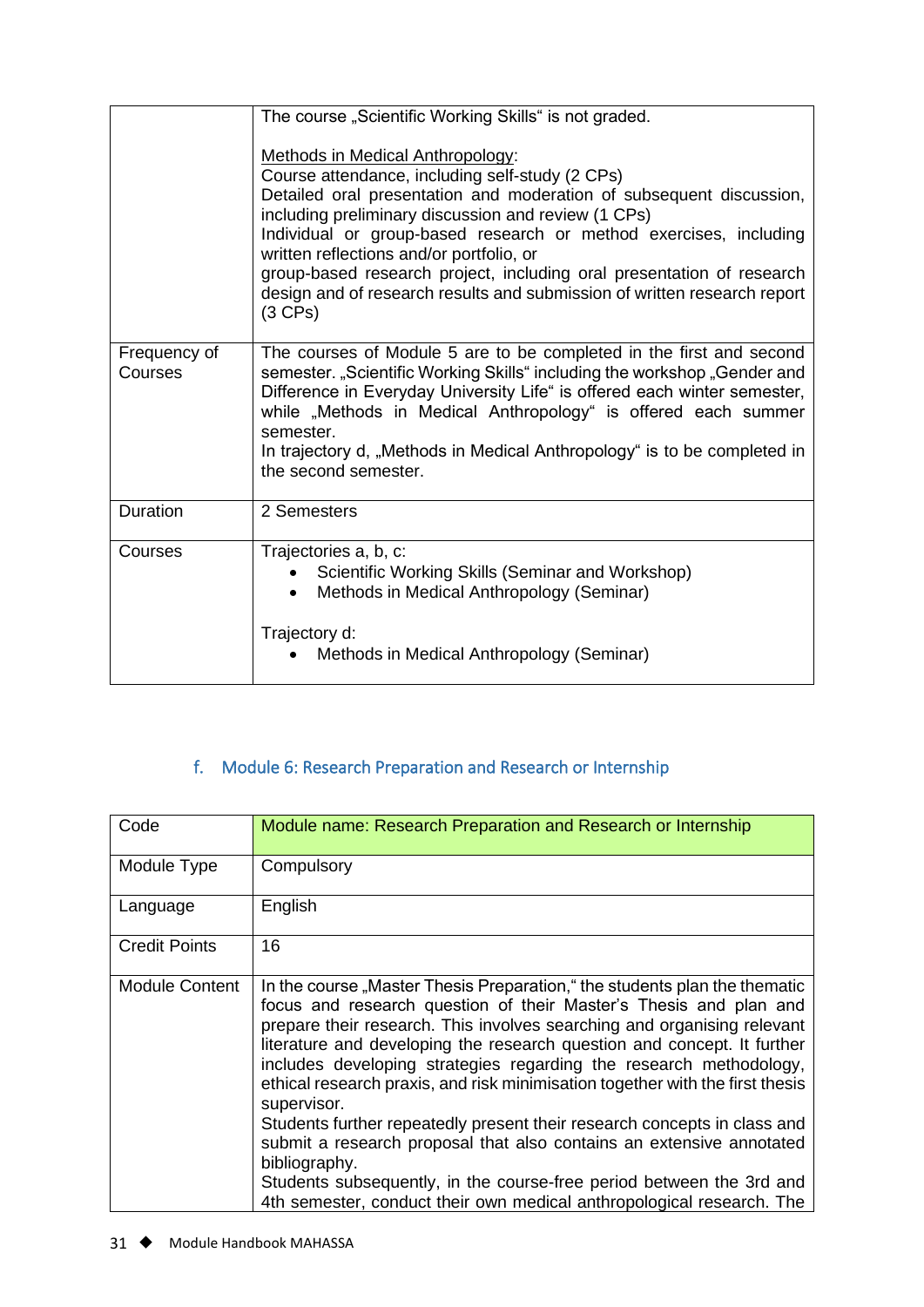|  |  |
|---|---|
|  | The course „Scientific Working Skills“ is not graded.<br><br>Methods in Medical Anthropology:<br>Course attendance, including self-study (2 CPs)<br>Detailed oral presentation and moderation of subsequent discussion, including preliminary discussion and review (1 CPs)<br>Individual or group-based research or method exercises, including written reflections and/or portfolio, or<br>group-based research project, including oral presentation of research design and of research results and submission of written research report (3 CPs) |
| Frequency of Courses | The courses of Module 5 are to be completed in the first and second semester. „Scientific Working Skills“ including the workshop „Gender and Difference in Everyday University Life“ is offered each winter semester, while „Methods in Medical Anthropology“ is offered each summer semester.<br>In trajectory d, „Methods in Medical Anthropology“ is to be completed in the second semester. |
| Duration | 2 Semesters |
| Courses | Trajectories a, b, c:<br>• Scientific Working Skills (Seminar and Workshop)<br>• Methods in Medical Anthropology (Seminar)<br><br>Trajectory d:<br>• Methods in Medical Anthropology (Seminar) |

### f. Module 6: Research Preparation and Research or Internship

| Code | Module name: Research Preparation and Research or Internship |
|---|---|
| Module Type | Compulsory |
| Language | English |
| Credit Points | 16 |
| Module Content | In the course „Master Thesis Preparation,“ the students plan the thematic focus and research question of their Master's Thesis and plan and prepare their research. This involves searching and organising relevant literature and developing the research question and concept. It further includes developing strategies regarding the research methodology, ethical research praxis, and risk minimisation together with the first thesis supervisor.<br>Students further repeatedly present their research concepts in class and submit a research proposal that also contains an extensive annotated bibliography.<br>Students subsequently, in the course-free period between the 3rd and 4th semester, conduct their own medical anthropological research. The |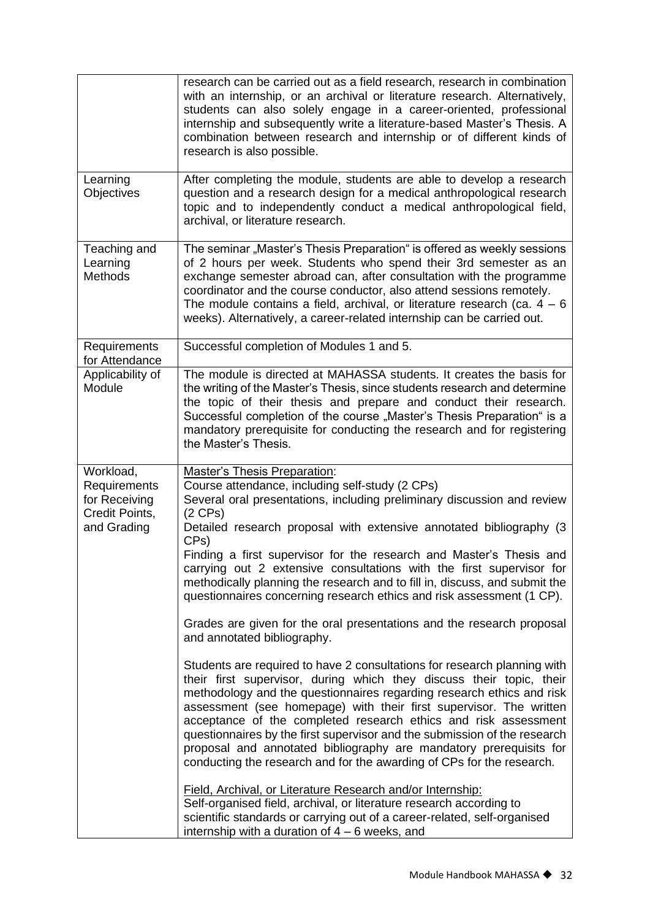| | |
|---|---|
| | research can be carried out as a field research, research in combination with an internship, or an archival or literature research. Alternatively, students can also solely engage in a career-oriented, professional internship and subsequently write a literature-based Master's Thesis. A combination between research and internship or of different kinds of research is also possible. |
| Learning Objectives | After completing the module, students are able to develop a research question and a research design for a medical anthropological research topic and to independently conduct a medical anthropological field, archival, or literature research. |
| Teaching and Learning Methods | The seminar „Master's Thesis Preparation" is offered as weekly sessions of 2 hours per week. Students who spend their 3rd semester as an exchange semester abroad can, after consultation with the programme coordinator and the course conductor, also attend sessions remotely.<br>The module contains a field, archival, or literature research (ca. 4 – 6 weeks). Alternatively, a career-related internship can be carried out. |
| Requirements for Attendance | Successful completion of Modules 1 and 5. |
| Applicability of Module | The module is directed at MAHASSA students. It creates the basis for the writing of the Master's Thesis, since students research and determine the topic of their thesis and prepare and conduct their research. Successful completion of the course „Master's Thesis Preparation" is a mandatory prerequisite for conducting the research and for registering the Master's Thesis. |
| Workload, Requirements for Receiving Credit Points, and Grading | <u>Master's Thesis Preparation</u>:<br>Course attendance, including self-study (2 CPs)<br>Several oral presentations, including preliminary discussion and review (2 CPs)<br>Detailed research proposal with extensive annotated bibliography (3 CPs)<br>Finding a first supervisor for the research and Master's Thesis and carrying out 2 extensive consultations with the first supervisor for methodically planning the research and to fill in, discuss, and submit the questionnaires concerning research ethics and risk assessment (1 CP).<br><br>Grades are given for the oral presentations and the research proposal and annotated bibliography.<br><br>Students are required to have 2 consultations for research planning with their first supervisor, during which they discuss their topic, their methodology and the questionnaires regarding research ethics and risk assessment (see homepage) with their first supervisor. The written acceptance of the completed research ethics and risk assessment questionnaires by the first supervisor and the submission of the research proposal and annotated bibliography are mandatory prerequisites for conducting the research and for the awarding of CPs for the research.<br><br><u>Field, Archival, or Literature Research and/or Internship:</u><br>Self-organised field, archival, or literature research according to scientific standards or carrying out of a career-related, self-organised internship with a duration of 4 – 6 weeks, and |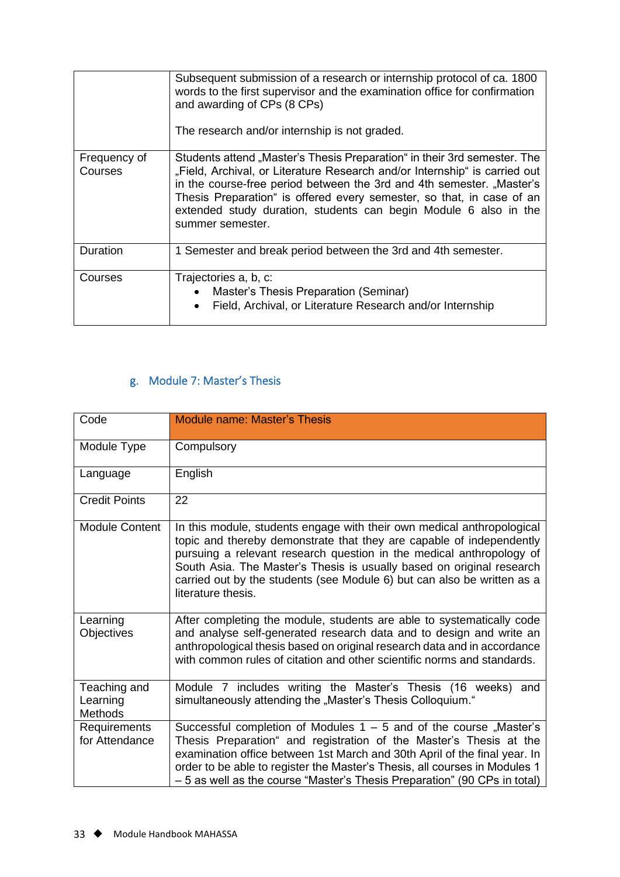|  |  |
|---|---|
|  | Subsequent submission of a research or internship protocol of ca. 1800 words to the first supervisor and the examination office for confirmation and awarding of CPs (8 CPs)<br><br>The research and/or internship is not graded. |
| Frequency of Courses | Students attend „Master's Thesis Preparation" in their 3rd semester. The „Field, Archival, or Literature Research and/or Internship" is carried out in the course-free period between the 3rd and 4th semester. „Master's Thesis Preparation" is offered every semester, so that, in case of an extended study duration, students can begin Module 6 also in the summer semester. |
| Duration | 1 Semester and break period between the 3rd and 4th semester. |
| Courses | Trajectories a, b, c:<br>• Master's Thesis Preparation (Seminar)<br>• Field, Archival, or Literature Research and/or Internship |

### g. Module 7: Master's Thesis

| Code | Module name: Master's Thesis |
|---|---|
| Module Type | Compulsory |
| Language | English |
| Credit Points | 22 |
| Module Content | In this module, students engage with their own medical anthropological topic and thereby demonstrate that they are capable of independently pursuing a relevant research question in the medical anthropology of South Asia. The Master's Thesis is usually based on original research carried out by the students (see Module 6) but can also be written as a literature thesis. |
| Learning Objectives | After completing the module, students are able to systematically code and analyse self-generated research data and to design and write an anthropological thesis based on original research data and in accordance with common rules of citation and other scientific norms and standards. |
| Teaching and Learning Methods | Module 7 includes writing the Master's Thesis (16 weeks) and simultaneously attending the „Master's Thesis Colloquium." |
| Requirements for Attendance | Successful completion of Modules 1 – 5 and of the course „Master's Thesis Preparation" and registration of the Master's Thesis at the examination office between 1st March and 30th April of the final year. In order to be able to register the Master's Thesis, all courses in Modules 1 – 5 as well as the course "Master's Thesis Preparation" (90 CPs in total) |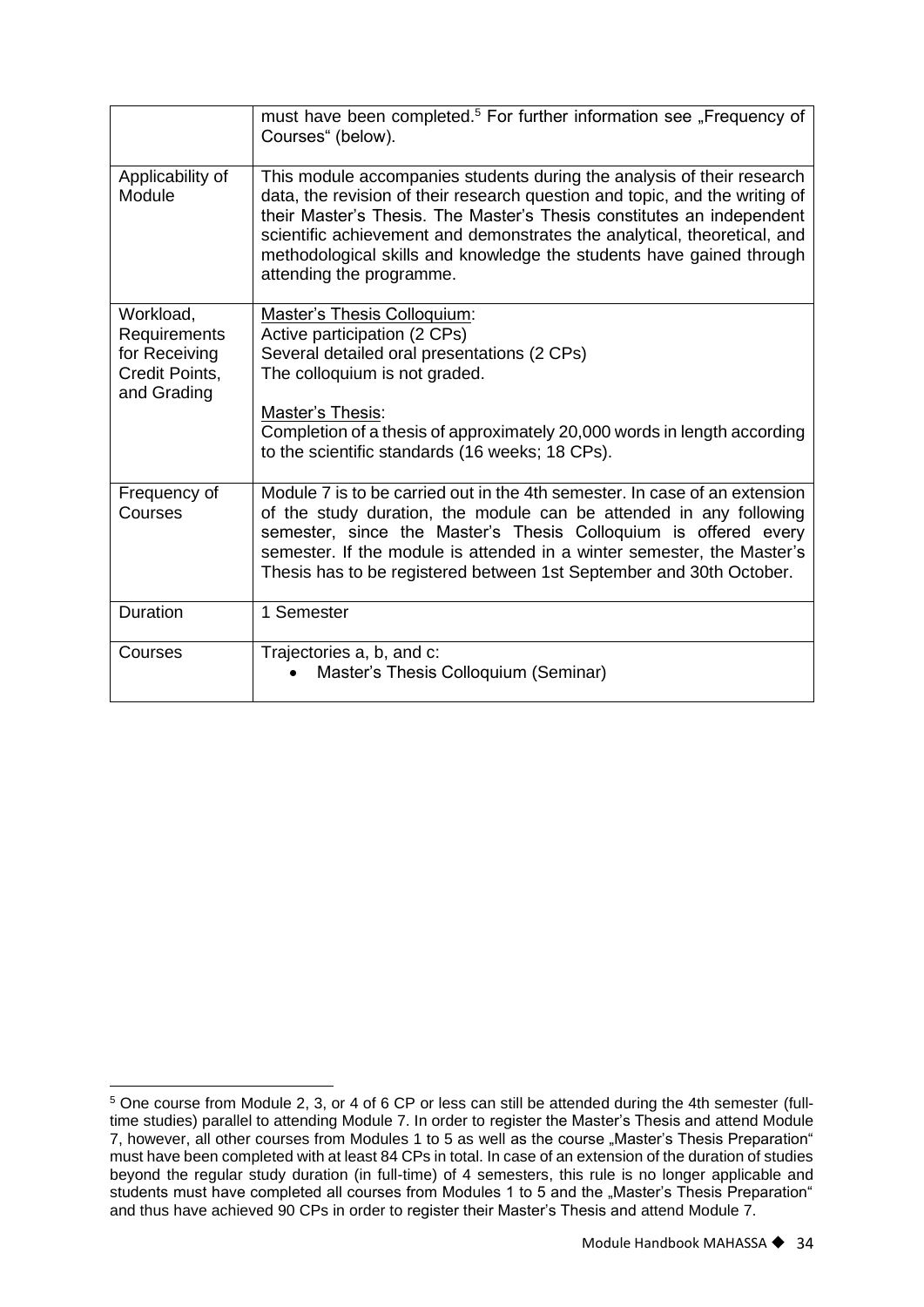| | |
|---|---|
| | must have been completed.[5] For further information see „Frequency of Courses“ (below). |
| Applicability of Module | This module accompanies students during the analysis of their research data, the revision of their research question and topic, and the writing of their Master’s Thesis. The Master’s Thesis constitutes an independent scientific achievement and demonstrates the analytical, theoretical, and methodological skills and knowledge the students have gained through attending the programme. |
| Workload, Requirements for Receiving Credit Points, and Grading | Master’s Thesis Colloquium:<br>Active participation (2 CPs)<br>Several detailed oral presentations (2 CPs)<br>The colloquium is not graded.<br><br>Master’s Thesis:<br>Completion of a thesis of approximately 20,000 words in length according to the scientific standards (16 weeks; 18 CPs). |
| Frequency of Courses | Module 7 is to be carried out in the 4th semester. In case of an extension of the study duration, the module can be attended in any following semester, since the Master’s Thesis Colloquium is offered every semester. If the module is attended in a winter semester, the Master’s Thesis has to be registered between 1st September and 30th October. |
| Duration | 1 Semester |
| Courses | Trajectories a, b, and c:<br>• Master’s Thesis Colloquium (Seminar) |

[5] One course from Module 2, 3, or 4 of 6 CP or less can still be attended during the 4th semester (full-time studies) parallel to attending Module 7. In order to register the Master’s Thesis and attend Module 7, however, all other courses from Modules 1 to 5 as well as the course „Master’s Thesis Preparation“ must have been completed with at least 84 CPs in total. In case of an extension of the duration of studies beyond the regular study duration (in full-time) of 4 semesters, this rule is no longer applicable and students must have completed all courses from Modules 1 to 5 and the „Master’s Thesis Preparation“ and thus have achieved 90 CPs in order to register their Master’s Thesis and attend Module 7.